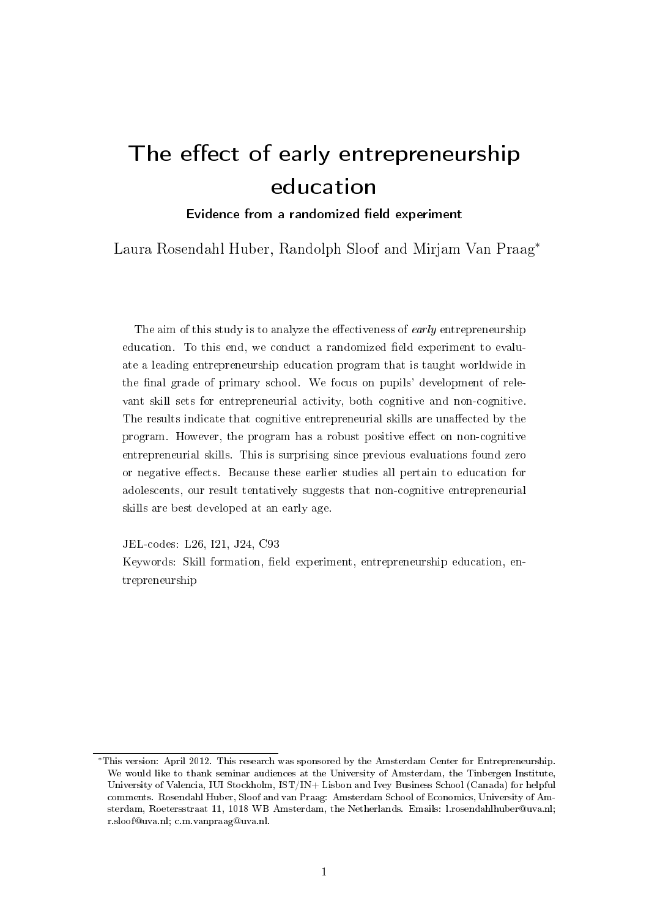# The effect of early entrepreneurship education

**Evidence from a randomized field experiment**

Laura Rosendahl Huber, Randolph Sloof and Mirjam Van Praag[*]

The aim of this study is to analyze the effectiveness of *early* entrepreneurship education. To this end, we conduct a randomized field experiment to evaluate a leading entrepreneurship education program that is taught worldwide in the final grade of primary school. We focus on pupils' development of relevant skill sets for entrepreneurial activity, both cognitive and non-cognitive. The results indicate that cognitive entrepreneurial skills are unaffected by the program. However, the program has a robust positive effect on non-cognitive entrepreneurial skills. This is surprising since previous evaluations found zero or negative effects. Because these earlier studies all pertain to education for adolescents, our result tentatively suggests that non-cognitive entrepreneurial skills are best developed at an early age.

JEL-codes: L26, I21, J24, C93

Keywords: Skill formation, field experiment, entrepreneurship education, entrepreneurship

[*] This version: April 2012. This research was sponsored by the Amsterdam Center for Entrepreneurship. We would like to thank seminar audiences at the University of Amsterdam, the Tinbergen Institute, University of Valencia, IUI Stockholm, IST/IN+ Lisbon and Ivey Business School (Canada) for helpful comments. Rosendahl Huber, Sloof and van Praag: Amsterdam School of Economics, University of Amsterdam, Roetersstraat 11, 1018 WB Amsterdam, the Netherlands. Emails: l.rosendahlhuber@uva.nl; r.sloof@uva.nl; c.m.vanpraag@uva.nl.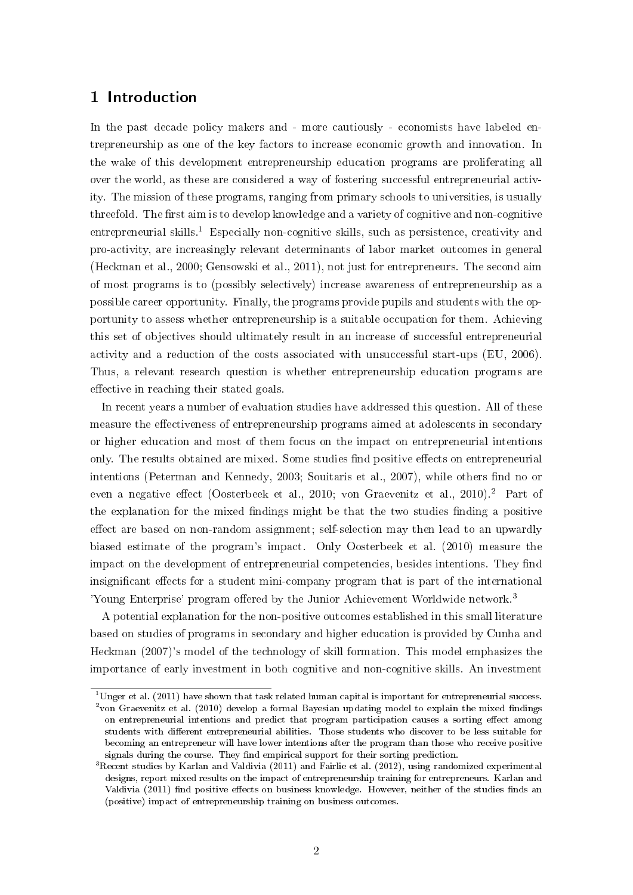## 1 Introduction

In the past decade policy makers and - more cautiously - economists have labeled entrepreneurship as one of the key factors to increase economic growth and innovation. In the wake of this development entrepreneurship education programs are proliferating all over the world, as these are considered a way of fostering successful entrepreneurial activity. The mission of these programs, ranging from primary schools to universities, is usually threefold. The first aim is to develop knowledge and a variety of cognitive and non-cognitive entrepreneurial skills.[1] Especially non-cognitive skills, such as persistence, creativity and pro-activity, are increasingly relevant determinants of labor market outcomes in general (Heckman et al., 2000; Gensowski et al., 2011), not just for entrepreneurs. The second aim of most programs is to (possibly selectively) increase awareness of entrepreneurship as a possible career opportunity. Finally, the programs provide pupils and students with the opportunity to assess whether entrepreneurship is a suitable occupation for them. Achieving this set of objectives should ultimately result in an increase of successful entrepreneurial activity and a reduction of the costs associated with unsuccessful start-ups (EU, 2006). Thus, a relevant research question is whether entrepreneurship education programs are effective in reaching their stated goals.

In recent years a number of evaluation studies have addressed this question. All of these measure the effectiveness of entrepreneurship programs aimed at adolescents in secondary or higher education and most of them focus on the impact on entrepreneurial intentions only. The results obtained are mixed. Some studies find positive effects on entrepreneurial intentions (Peterman and Kennedy, 2003; Souitaris et al., 2007), while others find no or even a negative effect (Oosterbeek et al., 2010; von Graevenitz et al., 2010).[2] Part of the explanation for the mixed findings might be that the two studies finding a positive effect are based on non-random assignment; self-selection may then lead to an upwardly biased estimate of the program's impact. Only Oosterbeek et al. (2010) measure the impact on the development of entrepreneurial competencies, besides intentions. They find insignificant effects for a student mini-company program that is part of the international 'Young Enterprise' program offered by the Junior Achievement Worldwide network.[3]

A potential explanation for the non-positive outcomes established in this small literature based on studies of programs in secondary and higher education is provided by Cunha and Heckman (2007)'s model of the technology of skill formation. This model emphasizes the importance of early investment in both cognitive and non-cognitive skills. An investment

[1] Unger et al. (2011) have shown that task related human capital is important for entrepreneurial success.

[2] von Graevenitz et al. (2010) develop a formal Bayesian updating model to explain the mixed findings on entrepreneurial intentions and predict that program participation causes a sorting effect among students with different entrepreneurial abilities. Those students who discover to be less suitable for becoming an entrepreneur will have lower intentions after the program than those who receive positive signals during the course. They find empirical support for their sorting prediction.

[3] Recent studies by Karlan and Valdivia (2011) and Fairlie et al. (2012), using randomized experimental designs, report mixed results on the impact of entrepreneurship training for entrepreneurs. Karlan and Valdivia (2011) find positive effects on business knowledge. However, neither of the studies finds an (positive) impact of entrepreneurship training on business outcomes.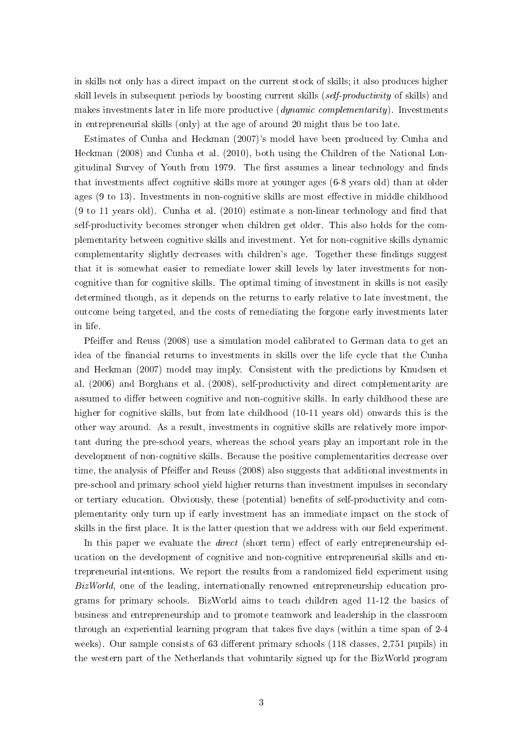in skills not only has a direct impact on the current stock of skills; it also produces higher skill levels in subsequent periods by boosting current skills (*self-productivity* of skills) and makes investments later in life more productive (*dynamic complementarity*). Investments in entrepreneurial skills (only) at the age of around 20 might thus be too late.

Estimates of Cunha and Heckman (2007)'s model have been produced by Cunha and Heckman (2008) and Cunha et al. (2010), both using the Children of the National Longitudinal Survey of Youth from 1979. The first assumes a linear technology and finds that investments affect cognitive skills more at younger ages (6-8 years old) than at older ages (9 to 13). Investments in non-cognitive skills are most effective in middle childhood (9 to 11 years old). Cunha et al. (2010) estimate a non-linear technology and find that self-productivity becomes stronger when children get older. This also holds for the complementarity between cognitive skills and investment. Yet for non-cognitive skills dynamic complementarity slightly decreases with children's age. Together these findings suggest that it is somewhat easier to remediate lower skill levels by later investments for non-cognitive than for cognitive skills. The optimal timing of investment in skills is not easily determined though, as it depends on the returns to early relative to late investment, the outcome being targeted, and the costs of remediating the forgone early investments later in life.

Pfeiffer and Reuss (2008) use a simulation model calibrated to German data to get an idea of the financial returns to investments in skills over the life cycle that the Cunha and Heckman (2007) model may imply. Consistent with the predictions by Knudsen et al. (2006) and Borghans et al. (2008), self-productivity and direct complementarity are assumed to differ between cognitive and non-cognitive skills. In early childhood these are higher for cognitive skills, but from late childhood (10-11 years old) onwards this is the other way around. As a result, investments in cognitive skills are relatively more important during the pre-school years, whereas the school years play an important role in the development of non-cognitive skills. Because the positive complementarities decrease over time, the analysis of Pfeiffer and Reuss (2008) also suggests that additional investments in pre-school and primary school yield higher returns than investment impulses in secondary or tertiary education. Obviously, these (potential) benefits of self-productivity and complementarity only turn up if early investment has an immediate impact on the stock of skills in the first place. It is the latter question that we address with our field experiment.

In this paper we evaluate the *direct* (short term) effect of early entrepreneurship education on the development of cognitive and non-cognitive entrepreneurial skills and entrepreneurial intentions. We report the results from a randomized field experiment using *BizWorld*, one of the leading, internationally renowned entrepreneurship education programs for primary schools. BizWorld aims to teach children aged 11-12 the basics of business and entrepreneurship and to promote teamwork and leadership in the classroom through an experiential learning program that takes five days (within a time span of 2-4 weeks). Our sample consists of 63 different primary schools (118 classes, 2,751 pupils) in the western part of the Netherlands that voluntarily signed up for the BizWorld program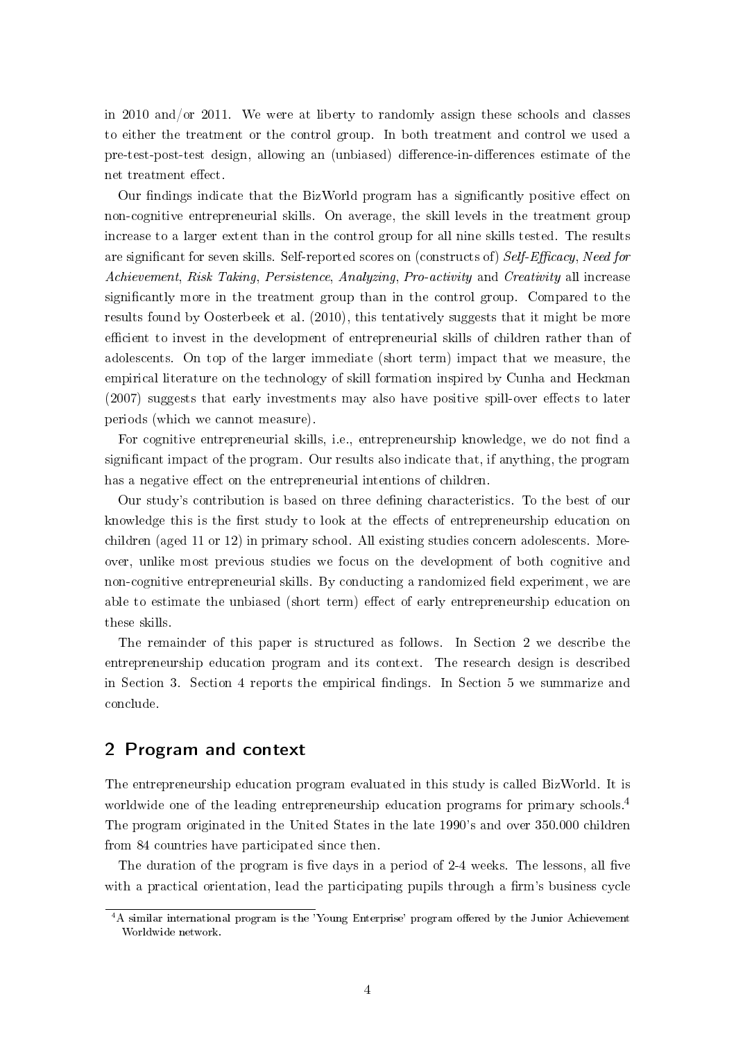in 2010 and/or 2011. We were at liberty to randomly assign these schools and classes to either the treatment or the control group. In both treatment and control we used a pre-test-post-test design, allowing an (unbiased) difference-in-differences estimate of the net treatment effect.

Our findings indicate that the BizWorld program has a significantly positive effect on non-cognitive entrepreneurial skills. On average, the skill levels in the treatment group increase to a larger extent than in the control group for all nine skills tested. The results are significant for seven skills. Self-reported scores on (constructs of) *Self-Efficacy*, *Need for Achievement*, *Risk Taking*, *Persistence*, *Analyzing*, *Pro-activity* and *Creativity* all increase significantly more in the treatment group than in the control group. Compared to the results found by Oosterbeek et al. (2010), this tentatively suggests that it might be more efficient to invest in the development of entrepreneurial skills of children rather than of adolescents. On top of the larger immediate (short term) impact that we measure, the empirical literature on the technology of skill formation inspired by Cunha and Heckman (2007) suggests that early investments may also have positive spill-over effects to later periods (which we cannot measure).

For cognitive entrepreneurial skills, i.e., entrepreneurship knowledge, we do not find a significant impact of the program. Our results also indicate that, if anything, the program has a negative effect on the entrepreneurial intentions of children.

Our study's contribution is based on three defining characteristics. To the best of our knowledge this is the first study to look at the effects of entrepreneurship education on children (aged 11 or 12) in primary school. All existing studies concern adolescents. Moreover, unlike most previous studies we focus on the development of both cognitive and non-cognitive entrepreneurial skills. By conducting a randomized field experiment, we are able to estimate the unbiased (short term) effect of early entrepreneurship education on these skills.

The remainder of this paper is structured as follows. In Section 2 we describe the entrepreneurship education program and its context. The research design is described in Section 3. Section 4 reports the empirical findings. In Section 5 we summarize and conclude.

## 2 Program and context

The entrepreneurship education program evaluated in this study is called BizWorld. It is worldwide one of the leading entrepreneurship education programs for primary schools.[4] The program originated in the United States in the late 1990's and over 350.000 children from 84 countries have participated since then.

The duration of the program is five days in a period of 2-4 weeks. The lessons, all five with a practical orientation, lead the participating pupils through a firm's business cycle

[4] A similar international program is the 'Young Enterprise' program offered by the Junior Achievement Worldwide network.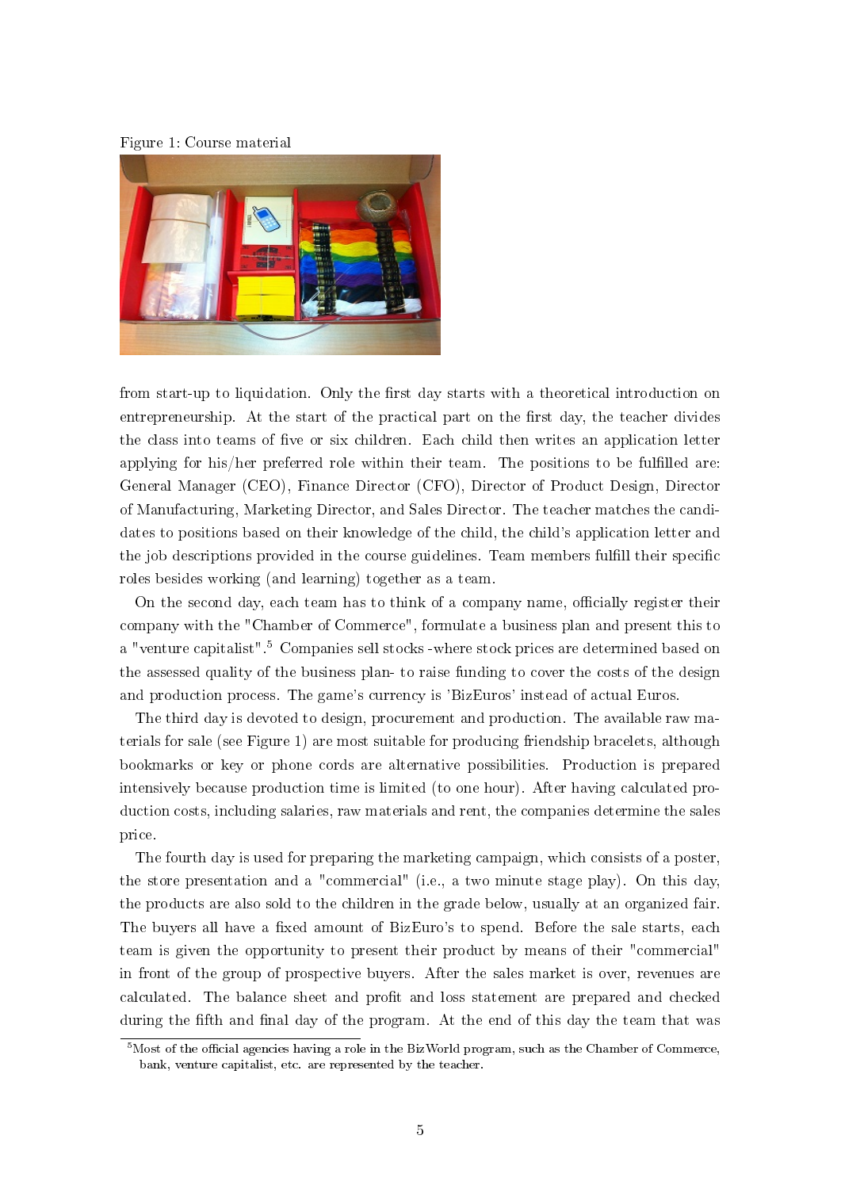Figure 1: Course material

from start-up to liquidation. Only the first day starts with a theoretical introduction on entrepreneurship. At the start of the practical part on the first day, the teacher divides the class into teams of five or six children. Each child then writes an application letter applying for his/her preferred role within their team. The positions to be fulfilled are: General Manager (CEO), Finance Director (CFO), Director of Product Design, Director of Manufacturing, Marketing Director, and Sales Director. The teacher matches the candidates to positions based on their knowledge of the child, the child's application letter and the job descriptions provided in the course guidelines. Team members fulfill their specific roles besides working (and learning) together as a team.

On the second day, each team has to think of a company name, officially register their company with the "Chamber of Commerce", formulate a business plan and present this to a "venture capitalist".[5] Companies sell stocks -where stock prices are determined based on the assessed quality of the business plan- to raise funding to cover the costs of the design and production process. The game's currency is 'BizEuros' instead of actual Euros.

The third day is devoted to design, procurement and production. The available raw materials for sale (see Figure 1) are most suitable for producing friendship bracelets, although bookmarks or key or phone cords are alternative possibilities. Production is prepared intensively because production time is limited (to one hour). After having calculated production costs, including salaries, raw materials and rent, the companies determine the sales price.

The fourth day is used for preparing the marketing campaign, which consists of a poster, the store presentation and a "commercial" (i.e., a two minute stage play). On this day, the products are also sold to the children in the grade below, usually at an organized fair. The buyers all have a fixed amount of BizEuro's to spend. Before the sale starts, each team is given the opportunity to present their product by means of their "commercial" in front of the group of prospective buyers. After the sales market is over, revenues are calculated. The balance sheet and profit and loss statement are prepared and checked during the fifth and final day of the program. At the end of this day the team that was

[5] Most of the official agencies having a role in the BizWorld program, such as the Chamber of Commerce, bank, venture capitalist, etc. are represented by the teacher.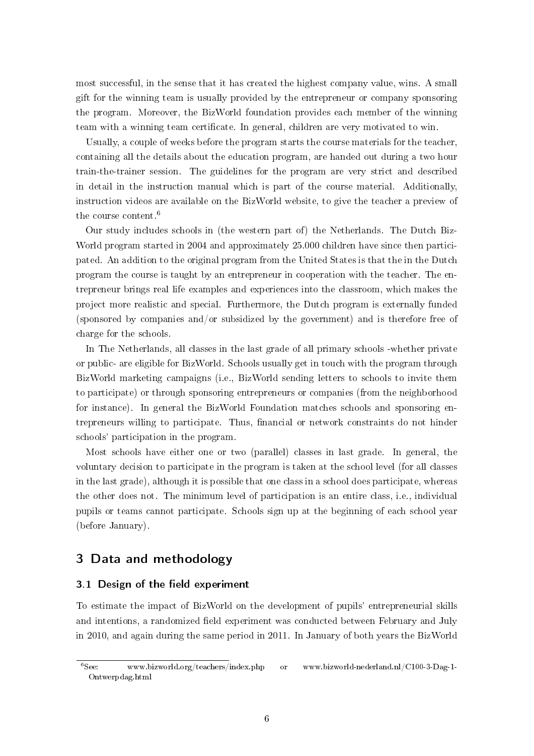most successful, in the sense that it has created the highest company value, wins. A small gift for the winning team is usually provided by the entrepreneur or company sponsoring the program. Moreover, the BizWorld foundation provides each member of the winning team with a winning team certificate. In general, children are very motivated to win.

Usually, a couple of weeks before the program starts the course materials for the teacher, containing all the details about the education program, are handed out during a two hour train-the-trainer session. The guidelines for the program are very strict and described in detail in the instruction manual which is part of the course material. Additionally, instruction videos are available on the BizWorld website, to give the teacher a preview of the course content.[6]

Our study includes schools in (the western part of) the Netherlands. The Dutch BizWorld program started in 2004 and approximately 25.000 children have since then participated. An addition to the original program from the United States is that the in the Dutch program the course is taught by an entrepreneur in cooperation with the teacher. The entrepreneur brings real life examples and experiences into the classroom, which makes the project more realistic and special. Furthermore, the Dutch program is externally funded (sponsored by companies and/or subsidized by the government) and is therefore free of charge for the schools.

In The Netherlands, all classes in the last grade of all primary schools -whether private or public- are eligible for BizWorld. Schools usually get in touch with the program through BizWorld marketing campaigns (i.e., BizWorld sending letters to schools to invite them to participate) or through sponsoring entrepreneurs or companies (from the neighborhood for instance). In general the BizWorld Foundation matches schools and sponsoring entrepreneurs willing to participate. Thus, financial or network constraints do not hinder schools' participation in the program.

Most schools have either one or two (parallel) classes in last grade. In general, the voluntary decision to participate in the program is taken at the school level (for all classes in the last grade), although it is possible that one class in a school does participate, whereas the other does not. The minimum level of participation is an entire class, i.e., individual pupils or teams cannot participate. Schools sign up at the beginning of each school year (before January).

## 3 Data and methodology

### 3.1 Design of the field experiment

To estimate the impact of BizWorld on the development of pupils' entrepreneurial skills and intentions, a randomized field experiment was conducted between February and July in 2010, and again during the same period in 2011. In January of both years the BizWorld

[6] See: www.bizworld.org/teachers/index.php or www.bizworld-nederland.nl/C100-3-Dag-1-Ontwerpdag.html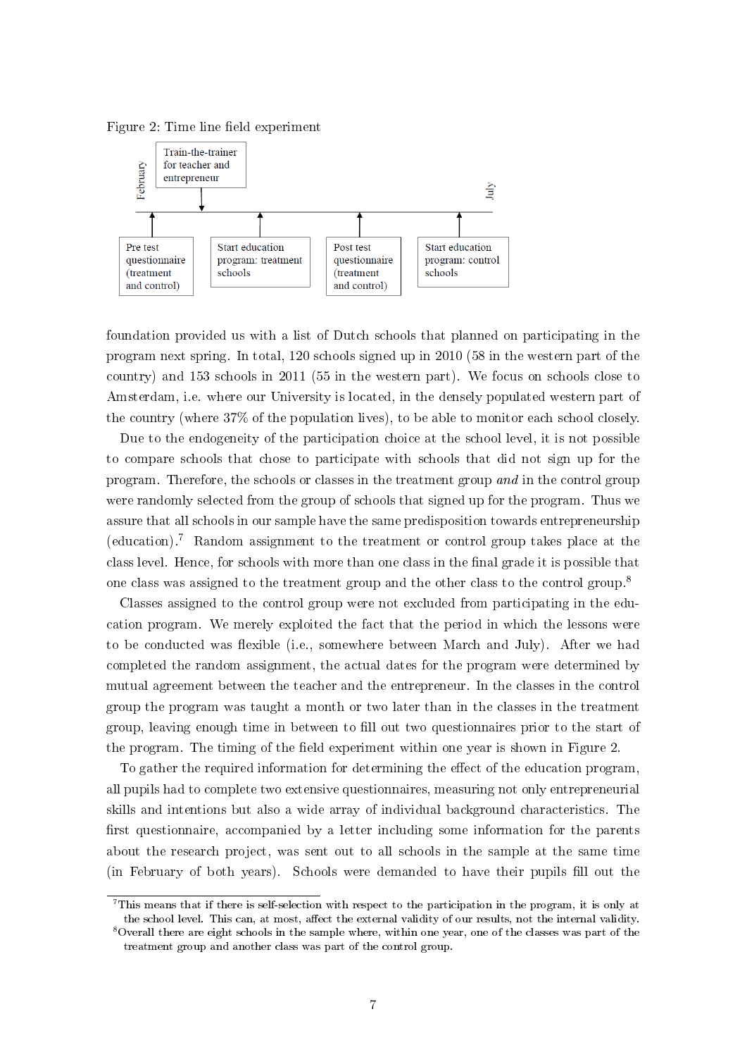Figure 2: Time line field experiment

February — Train-the-trainer for teacher and entrepreneur

Pre test questionnaire (treatment and control) → Start education program: treatment schools → Post test questionnaire (treatment and control) → Start education program: control schools

July

foundation provided us with a list of Dutch schools that planned on participating in the program next spring. In total, 120 schools signed up in 2010 (58 in the western part of the country) and 153 schools in 2011 (55 in the western part). We focus on schools close to Amsterdam, i.e. where our University is located, in the densely populated western part of the country (where 37% of the population lives), to be able to monitor each school closely.

Due to the endogeneity of the participation choice at the school level, it is not possible to compare schools that chose to participate with schools that did not sign up for the program. Therefore, the schools or classes in the treatment group *and* in the control group were randomly selected from the group of schools that signed up for the program. Thus we assure that all schools in our sample have the same predisposition towards entrepreneurship (education).[7] Random assignment to the treatment or control group takes place at the class level. Hence, for schools with more than one class in the final grade it is possible that one class was assigned to the treatment group and the other class to the control group.[8]

Classes assigned to the control group were not excluded from participating in the education program. We merely exploited the fact that the period in which the lessons were to be conducted was flexible (i.e., somewhere between March and July). After we had completed the random assignment, the actual dates for the program were determined by mutual agreement between the teacher and the entrepreneur. In the classes in the control group the program was taught a month or two later than in the classes in the treatment group, leaving enough time in between to fill out two questionnaires prior to the start of the program. The timing of the field experiment within one year is shown in Figure 2.

To gather the required information for determining the effect of the education program, all pupils had to complete two extensive questionnaires, measuring not only entrepreneurial skills and intentions but also a wide array of individual background characteristics. The first questionnaire, accompanied by a letter including some information for the parents about the research project, was sent out to all schools in the sample at the same time (in February of both years). Schools were demanded to have their pupils fill out the

[7] This means that if there is self-selection with respect to the participation in the program, it is only at the school level. This can, at most, affect the external validity of our results, not the internal validity.

[8] Overall there are eight schools in the sample where, within one year, one of the classes was part of the treatment group and another class was part of the control group.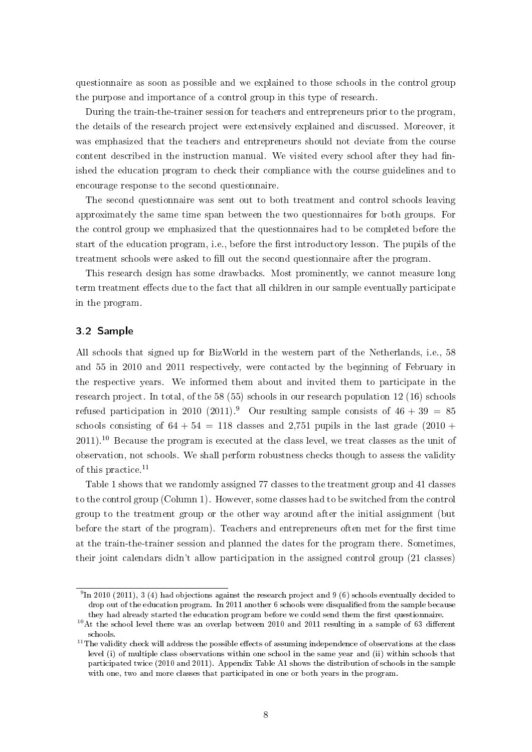questionnaire as soon as possible and we explained to those schools in the control group the purpose and importance of a control group in this type of research.

During the train-the-trainer session for teachers and entrepreneurs prior to the program, the details of the research project were extensively explained and discussed. Moreover, it was emphasized that the teachers and entrepreneurs should not deviate from the course content described in the instruction manual. We visited every school after they had finished the education program to check their compliance with the course guidelines and to encourage response to the second questionnaire.

The second questionnaire was sent out to both treatment and control schools leaving approximately the same time span between the two questionnaires for both groups. For the control group we emphasized that the questionnaires had to be completed before the start of the education program, i.e., before the first introductory lesson. The pupils of the treatment schools were asked to fill out the second questionnaire after the program.

This research design has some drawbacks. Most prominently, we cannot measure long term treatment effects due to the fact that all children in our sample eventually participate in the program.

### 3.2 Sample

All schools that signed up for BizWorld in the western part of the Netherlands, i.e., 58 and 55 in 2010 and 2011 respectively, were contacted by the beginning of February in the respective years. We informed them about and invited them to participate in the research project. In total, of the 58 (55) schools in our research population 12 (16) schools refused participation in 2010 (2011).[9] Our resulting sample consists of $46 + 39 = 85$ schools consisting of $64 + 54 = 118$ classes and 2,751 pupils in the last grade (2010 + 2011).[10] Because the program is executed at the class level, we treat classes as the unit of observation, not schools. We shall perform robustness checks though to assess the validity of this practice.[11]

Table 1 shows that we randomly assigned 77 classes to the treatment group and 41 classes to the control group (Column 1). However, some classes had to be switched from the control group to the treatment group or the other way around after the initial assignment (but before the start of the program). Teachers and entrepreneurs often met for the first time at the train-the-trainer session and planned the dates for the program there. Sometimes, their joint calendars didn't allow participation in the assigned control group (21 classes)

[9] In 2010 (2011), 3 (4) had objections against the research project and 9 (6) schools eventually decided to drop out of the education program. In 2011 another 6 schools were disqualified from the sample because they had already started the education program before we could send them the first questionnaire.

[10] At the school level there was an overlap between 2010 and 2011 resulting in a sample of 63 different schools.

[11] The validity check will address the possible effects of assuming independence of observations at the class level (i) of multiple class observations within one school in the same year and (ii) within schools that participated twice (2010 and 2011). Appendix Table A1 shows the distribution of schools in the sample with one, two and more classes that participated in one or both years in the program.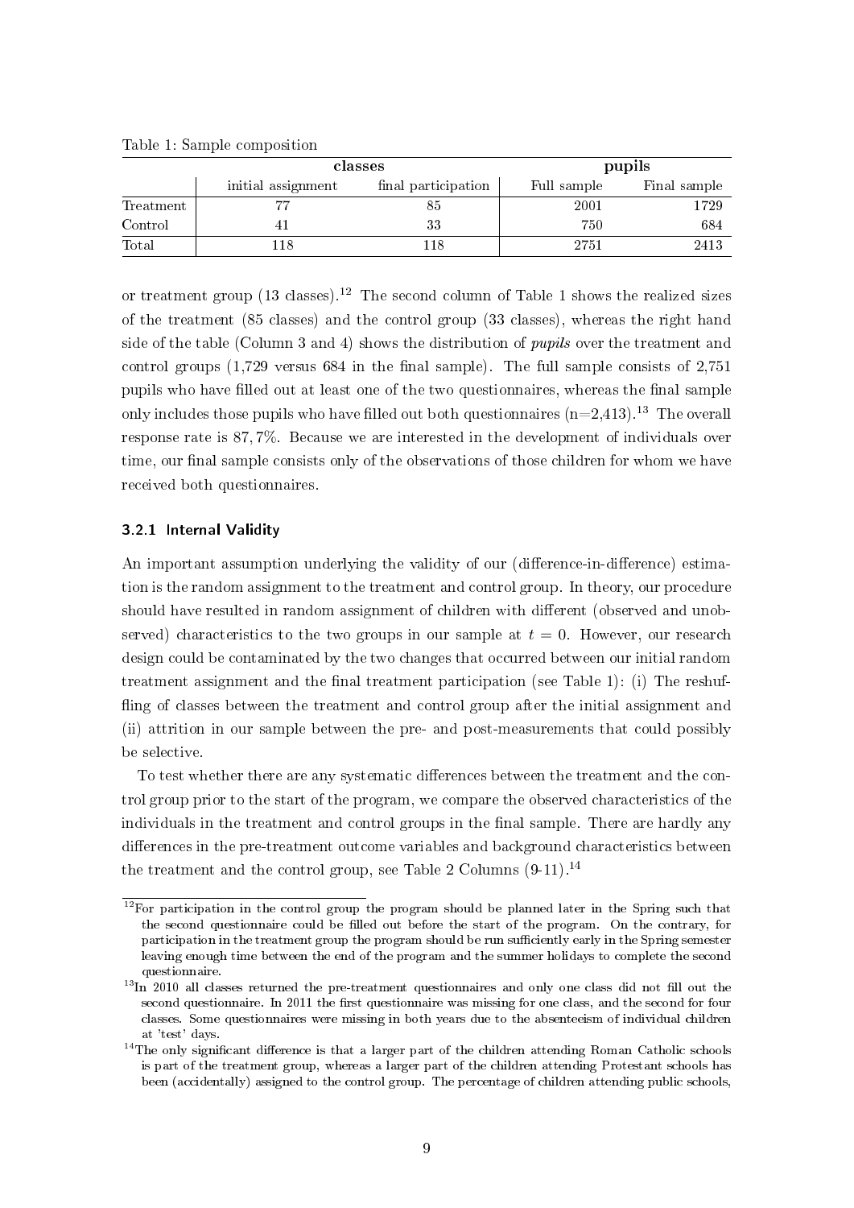Table 1: Sample composition

| | classes | | pupils | |
|---|---|---|---|---|
| | initial assignment | final participation | Full sample | Final sample |
| Treatment | 77 | 85 | 2001 | 1729 |
| Control | 41 | 33 | 750 | 684 |
| Total | 118 | 118 | 2751 | 2413 |

or treatment group (13 classes).[12] The second column of Table 1 shows the realized sizes of the treatment (85 classes) and the control group (33 classes), whereas the right hand side of the table (Column 3 and 4) shows the distribution of *pupils* over the treatment and control groups (1,729 versus 684 in the final sample). The full sample consists of 2,751 pupils who have filled out at least one of the two questionnaires, whereas the final sample only includes those pupils who have filled out both questionnaires (n=2,413).[13] The overall response rate is 87, 7%. Because we are interested in the development of individuals over time, our final sample consists only of the observations of those children for whom we have received both questionnaires.

### 3.2.1 Internal Validity

An important assumption underlying the validity of our (difference-in-difference) estimation is the random assignment to the treatment and control group. In theory, our procedure should have resulted in random assignment of children with different (observed and unobserved) characteristics to the two groups in our sample at $t = 0$. However, our research design could be contaminated by the two changes that occurred between our initial random treatment assignment and the final treatment participation (see Table 1): (i) The reshuffling of classes between the treatment and control group after the initial assignment and (ii) attrition in our sample between the pre- and post-measurements that could possibly be selective.

To test whether there are any systematic differences between the treatment and the control group prior to the start of the program, we compare the observed characteristics of the individuals in the treatment and control groups in the final sample. There are hardly any differences in the pre-treatment outcome variables and background characteristics between the treatment and the control group, see Table 2 Columns (9-11).[14]

[12] For participation in the control group the program should be planned later in the Spring such that the second questionnaire could be filled out before the start of the program. On the contrary, for participation in the treatment group the program should be run sufficiently early in the Spring semester leaving enough time between the end of the program and the summer holidays to complete the second questionnaire.

[13] In 2010 all classes returned the pre-treatment questionnaires and only one class did not fill out the second questionnaire. In 2011 the first questionnaire was missing for one class, and the second for four classes. Some questionnaires were missing in both years due to the absenteeism of individual children at 'test' days.

[14] The only significant difference is that a larger part of the children attending Roman Catholic schools is part of the treatment group, whereas a larger part of the children attending Protestant schools has been (accidentally) assigned to the control group. The percentage of children attending public schools,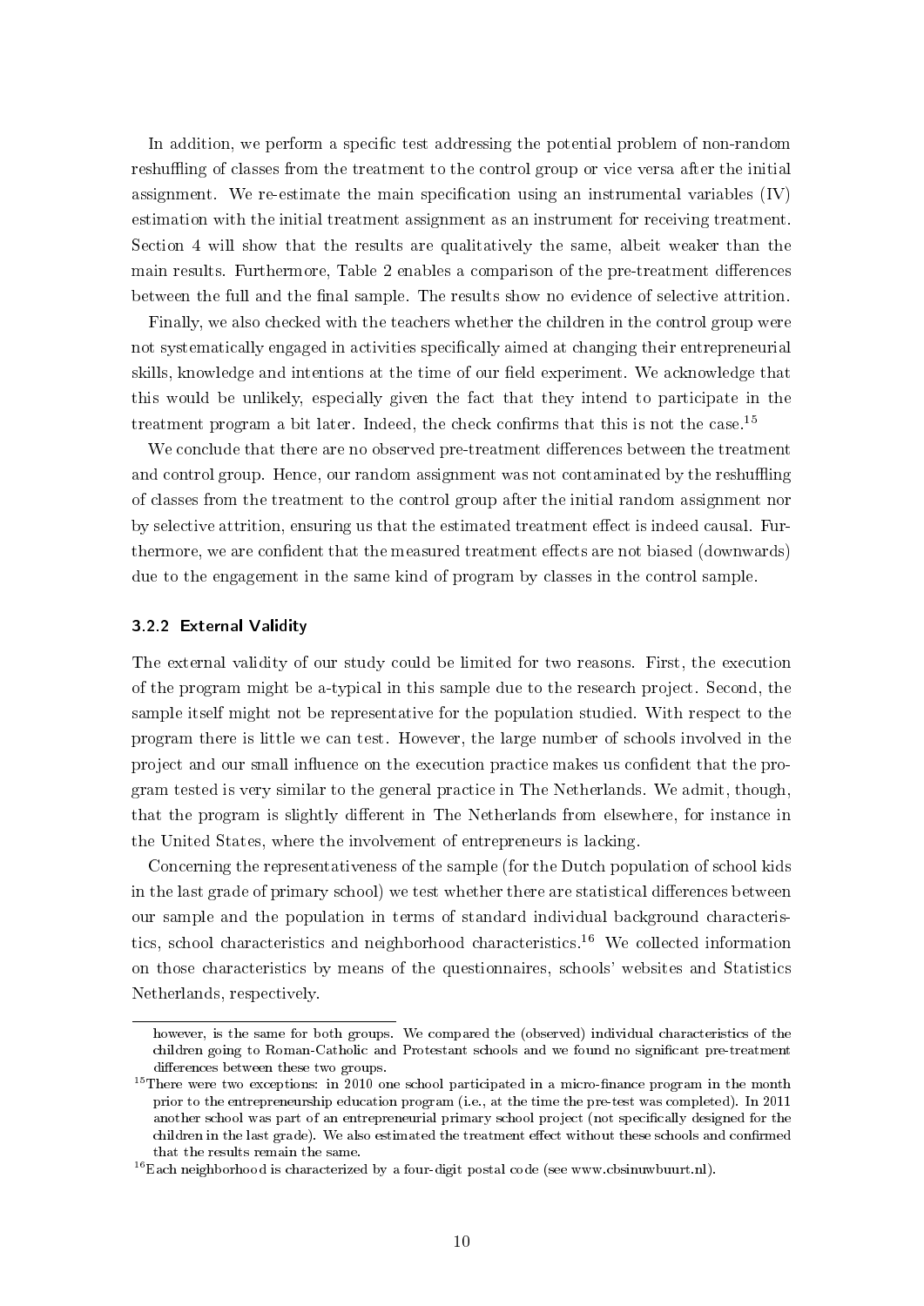In addition, we perform a specific test addressing the potential problem of non-random reshuffling of classes from the treatment to the control group or vice versa after the initial assignment. We re-estimate the main specification using an instrumental variables (IV) estimation with the initial treatment assignment as an instrument for receiving treatment. Section 4 will show that the results are qualitatively the same, albeit weaker than the main results. Furthermore, Table 2 enables a comparison of the pre-treatment differences between the full and the final sample. The results show no evidence of selective attrition.

Finally, we also checked with the teachers whether the children in the control group were not systematically engaged in activities specifically aimed at changing their entrepreneurial skills, knowledge and intentions at the time of our field experiment. We acknowledge that this would be unlikely, especially given the fact that they intend to participate in the treatment program a bit later. Indeed, the check confirms that this is not the case.[15]

We conclude that there are no observed pre-treatment differences between the treatment and control group. Hence, our random assignment was not contaminated by the reshuffling of classes from the treatment to the control group after the initial random assignment nor by selective attrition, ensuring us that the estimated treatment effect is indeed causal. Furthermore, we are confident that the measured treatment effects are not biased (downwards) due to the engagement in the same kind of program by classes in the control sample.

### 3.2.2 External Validity

The external validity of our study could be limited for two reasons. First, the execution of the program might be a-typical in this sample due to the research project. Second, the sample itself might not be representative for the population studied. With respect to the program there is little we can test. However, the large number of schools involved in the project and our small influence on the execution practice makes us confident that the program tested is very similar to the general practice in The Netherlands. We admit, though, that the program is slightly different in The Netherlands from elsewhere, for instance in the United States, where the involvement of entrepreneurs is lacking.

Concerning the representativeness of the sample (for the Dutch population of school kids in the last grade of primary school) we test whether there are statistical differences between our sample and the population in terms of standard individual background characteristics, school characteristics and neighborhood characteristics.[16] We collected information on those characteristics by means of the questionnaires, schools' websites and Statistics Netherlands, respectively.

---

however, is the same for both groups. We compared the (observed) individual characteristics of the children going to Roman-Catholic and Protestant schools and we found no significant pre-treatment differences between these two groups.

[15] There were two exceptions: in 2010 one school participated in a micro-finance program in the month prior to the entrepreneurship education program (i.e., at the time the pre-test was completed). In 2011 another school was part of an entrepreneurial primary school project (not specifically designed for the children in the last grade). We also estimated the treatment effect without these schools and confirmed that the results remain the same.

[16] Each neighborhood is characterized by a four-digit postal code (see www.cbsinuwbuurt.nl).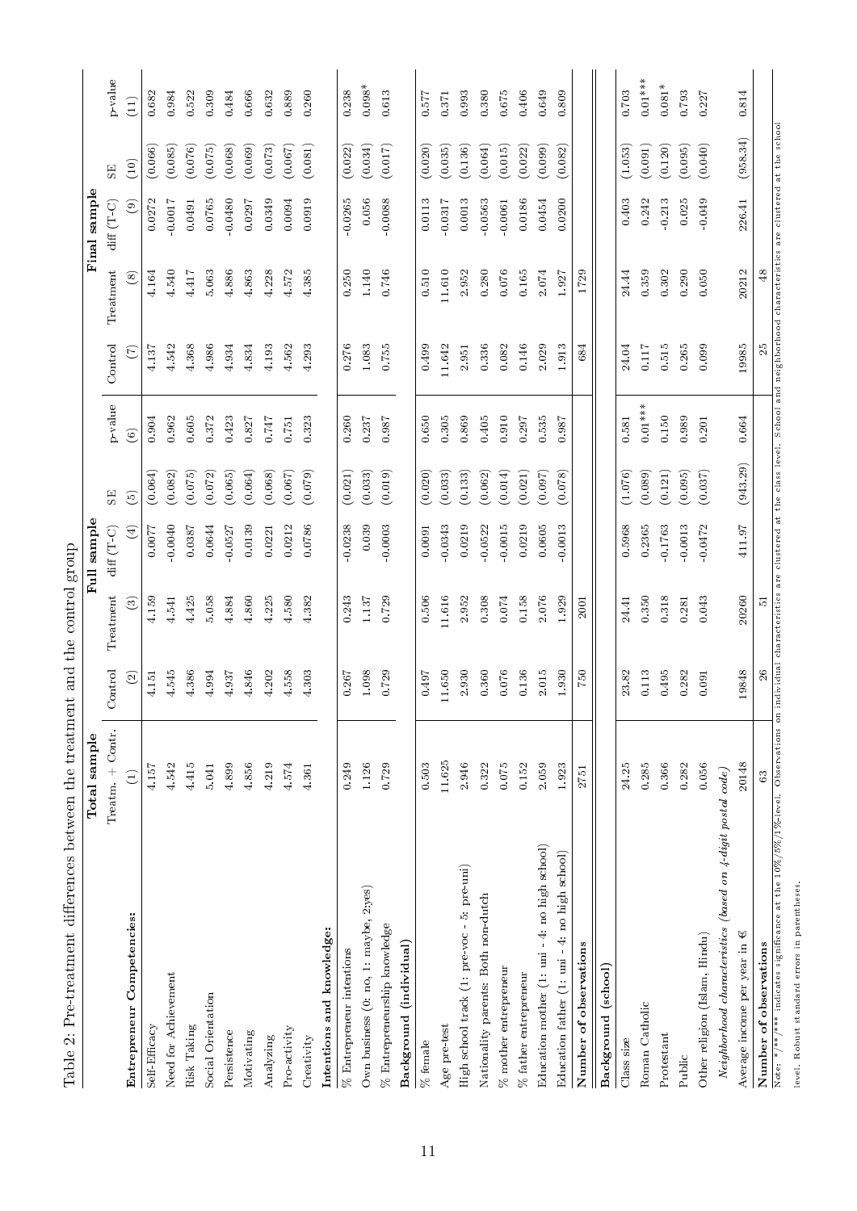Table 2: Pre-treatment differences between the treatment and the control group

| | Total sample | Full sample | | | | | Final sample | | | | |
|---|---|---|---|---|---|---|---|---|---|---|---|
| | Treatm. + Contr. | Control | Treatment | diff (T-C) | SE | p-value | Control | Treatment | diff (T-C) | SE | p-value |
| | (1) | (2) | (3) | (4) | (5) | (6) | (7) | (8) | (9) | (10) | (11) |
| **Entrepreneur Competencies:** | | | | | | | | | | | |
| Self-Efficacy | 4.157 | 4.151 | 4.159 | 0.0077 | (0.064) | 0.904 | 4.137 | 4.164 | 0.0272 | (0.066) | 0.682 |
| Need for Achievement | 4.542 | 4.545 | 4.541 | -0.0040 | (0.082) | 0.962 | 4.542 | 4.540 | -0.0017 | (0.085) | 0.984 |
| Risk Taking | 4.415 | 4.386 | 4.425 | 0.0387 | (0.075) | 0.605 | 4.368 | 4.417 | 0.0491 | (0.076) | 0.522 |
| Social Orientation | 5.041 | 4.994 | 5.058 | 0.0644 | (0.072) | 0.372 | 4.986 | 5.063 | 0.0765 | (0.075) | 0.309 |
| Persistence | 4.899 | 4.937 | 4.884 | -0.0527 | (0.065) | 0.423 | 4.934 | 4.886 | -0.0480 | (0.068) | 0.484 |
| Motivating | 4.856 | 4.846 | 4.860 | 0.0139 | (0.064) | 0.827 | 4.834 | 4.863 | 0.0297 | (0.069) | 0.666 |
| Analyzing | 4.219 | 4.202 | 4.225 | 0.0221 | (0.068) | 0.747 | 4.193 | 4.228 | 0.0349 | (0.073) | 0.632 |
| Pro-activity | 4.574 | 4.558 | 4.580 | 0.0212 | (0.067) | 0.751 | 4.562 | 4.572 | 0.0094 | (0.067) | 0.889 |
| Creativity | 4.361 | 4.303 | 4.382 | 0.0786 | (0.079) | 0.323 | 4.293 | 4.385 | 0.0919 | (0.081) | 0.260 |
| **Intentions and knowledge:** | | | | | | | | | | | |
| % Entrepreneur intentions | 0.249 | 0.267 | 0.243 | -0.0238 | (0.021) | 0.260 | 0.276 | 0.250 | -0.0265 | (0.022) | 0.238 |
| Own business (0: no, 1: maybe, 2:yes) | 1.126 | 1.098 | 1.137 | 0.039 | (0.033) | 0.237 | 1.083 | 1.140 | 0.056 | (0.034) | 0.098* |
| % Entrepreneurship knowledge | 0.729 | 0.729 | 0.729 | -0.0003 | (0.019) | 0.987 | 0.755 | 0.746 | -0.0088 | (0.017) | 0.613 |
| **Background (individual)** | | | | | | | | | | | |
| % female | 0.503 | 0.497 | 0.506 | 0.0091 | (0.020) | 0.650 | 0.499 | 0.510 | 0.0113 | (0.020) | 0.577 |
| Age pre-test | 11.625 | 11.650 | 11.616 | -0.0343 | (0.033) | 0.305 | 11.642 | 11.610 | -0.0317 | (0.035) | 0.371 |
| High school track (1: pre-voc - 5: pre-uni) | 2.946 | 2.930 | 2.952 | 0.0219 | (0.133) | 0.869 | 2.951 | 2.952 | 0.0013 | (0.136) | 0.993 |
| Nationality parents: Both non-dutch | 0.322 | 0.360 | 0.308 | -0.0522 | (0.062) | 0.405 | 0.336 | 0.280 | -0.0563 | (0.064) | 0.380 |
| % mother entrepreneur | 0.075 | 0.076 | 0.074 | -0.0015 | (0.014) | 0.910 | 0.082 | 0.076 | -0.0061 | (0.015) | 0.675 |
| % father entrepreneur | 0.152 | 0.136 | 0.158 | 0.0219 | (0.021) | 0.297 | 0.146 | 0.165 | 0.0186 | (0.022) | 0.406 |
| Education mother (1: uni - 4: no high school) | 2.059 | 2.015 | 2.076 | 0.0605 | (0.097) | 0.535 | 2.029 | 2.074 | 0.0454 | (0.099) | 0.649 |
| Education father (1: uni - 4: no high school) | 1.923 | 1.930 | 1.929 | -0.0013 | (0.078) | 0.987 | 1.913 | 1.927 | 0.0200 | (0.082) | 0.809 |
| **Number of observations** | 2751 | 750 | 2001 | | | | 684 | 1729 | | | |
| **Background (school)** | | | | | | | | | | | |
| Class size | 24.25 | 23.82 | 24.41 | 0.5968 | (1.076) | 0.581 | 24.04 | 24.44 | 0.403 | (1.053) | 0.703 |
| Roman Catholic | 0.285 | 0.113 | 0.350 | 0.2365 | (0.089) | 0.01*** | 0.117 | 0.359 | 0.242 | (0.091) | 0.01*** |
| Protestant | 0.366 | 0.495 | 0.318 | -0.1763 | (0.121) | 0.150 | 0.515 | 0.302 | -0.213 | (0.120) | 0.081* |
| Public | 0.282 | 0.282 | 0.281 | -0.0013 | (0.095) | 0.989 | 0.265 | 0.290 | 0.025 | (0.095) | 0.793 |
| Other religion (Islam, Hindu) | 0.056 | 0.091 | 0.043 | -0.0472 | (0.037) | 0.201 | 0.099 | 0.050 | -0.049 | (0.040) | 0.227 |
| *Neighborhood characteristics (based on 4-digit postal code)* | | | | | | | | | | | |
| Average income per year in € | 20148 | 19848 | 20260 | 411.97 | (943.29) | 0.664 | 19985 | 20212 | 226.41 | (958.34) | 0.814 |
| **Number of observations** | 63 | 26 | 51 | | | | 25 | 48 | | | |

Note: \*/\*\*/\*\*\* indicates significance at the 10%/5%/1%-level. Observations on individual characteristics are clustered at the class level. School and neighborhood characteristics are clustered at the school level. Robust standard errors in parentheses.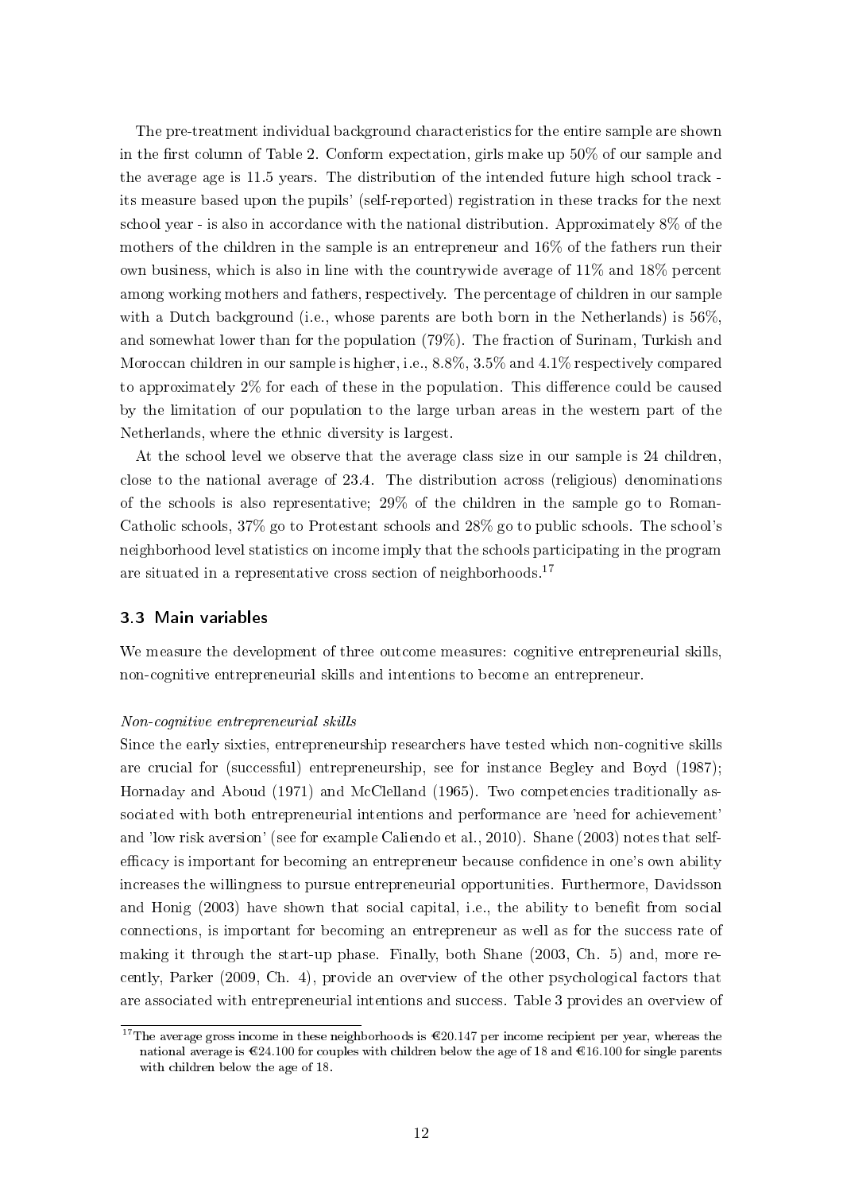The pre-treatment individual background characteristics for the entire sample are shown in the first column of Table 2. Conform expectation, girls make up 50% of our sample and the average age is 11.5 years. The distribution of the intended future high school track - its measure based upon the pupils' (self-reported) registration in these tracks for the next school year - is also in accordance with the national distribution. Approximately 8% of the mothers of the children in the sample is an entrepreneur and 16% of the fathers run their own business, which is also in line with the countrywide average of 11% and 18% percent among working mothers and fathers, respectively. The percentage of children in our sample with a Dutch background (i.e., whose parents are both born in the Netherlands) is 56%, and somewhat lower than for the population (79%). The fraction of Surinam, Turkish and Moroccan children in our sample is higher, i.e., 8.8%, 3.5% and 4.1% respectively compared to approximately 2% for each of these in the population. This difference could be caused by the limitation of our population to the large urban areas in the western part of the Netherlands, where the ethnic diversity is largest.

At the school level we observe that the average class size in our sample is 24 children, close to the national average of 23.4. The distribution across (religious) denominations of the schools is also representative; 29% of the children in the sample go to Roman-Catholic schools, 37% go to Protestant schools and 28% go to public schools. The school's neighborhood level statistics on income imply that the schools participating in the program are situated in a representative cross section of neighborhoods.[17]

## 3.3 Main variables

We measure the development of three outcome measures: cognitive entrepreneurial skills, non-cognitive entrepreneurial skills and intentions to become an entrepreneur.

*Non-cognitive entrepreneurial skills*

Since the early sixties, entrepreneurship researchers have tested which non-cognitive skills are crucial for (successful) entrepreneurship, see for instance Begley and Boyd (1987); Hornaday and Aboud (1971) and McClelland (1965). Two competencies traditionally associated with both entrepreneurial intentions and performance are 'need for achievement' and 'low risk aversion' (see for example Caliendo et al., 2010). Shane (2003) notes that self-efficacy is important for becoming an entrepreneur because confidence in one's own ability increases the willingness to pursue entrepreneurial opportunities. Furthermore, Davidsson and Honig (2003) have shown that social capital, i.e., the ability to benefit from social connections, is important for becoming an entrepreneur as well as for the success rate of making it through the start-up phase. Finally, both Shane (2003, Ch. 5) and, more recently, Parker (2009, Ch. 4), provide an overview of the other psychological factors that are associated with entrepreneurial intentions and success. Table 3 provides an overview of

[17] The average gross income in these neighborhoods is €20.147 per income recipient per year, whereas the national average is €24.100 for couples with children below the age of 18 and €16.100 for single parents with children below the age of 18.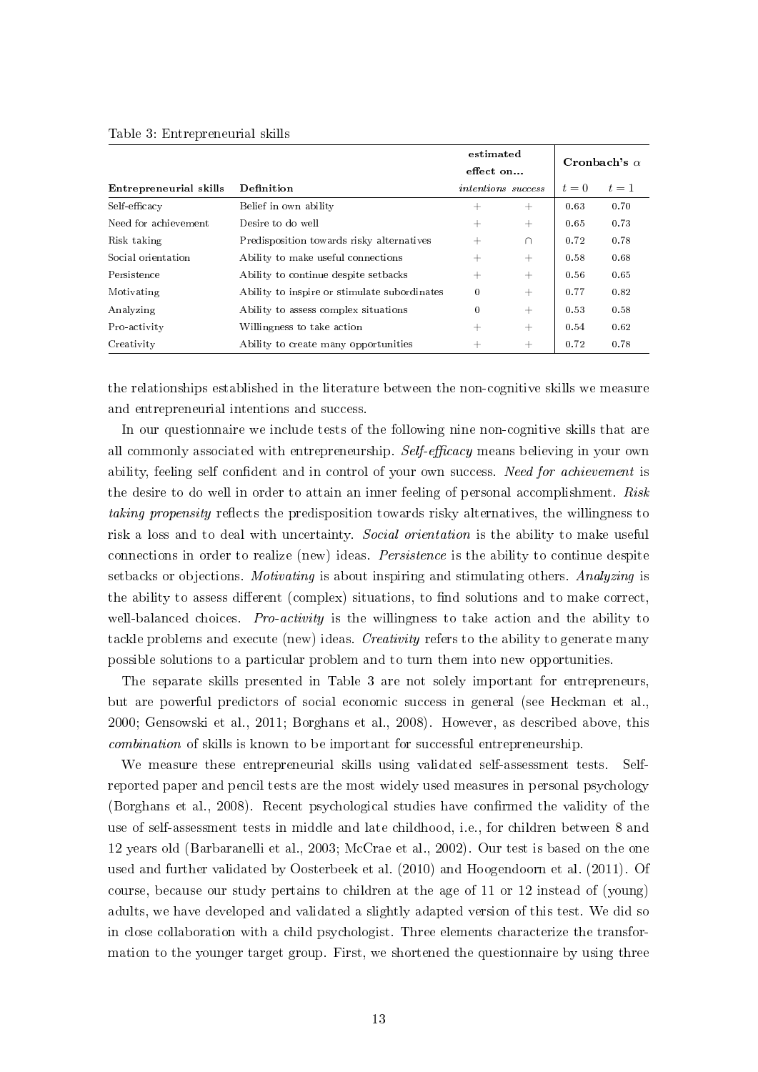Table 3: Entrepreneurial skills

| Entrepreneurial skills | Definition | estimated effect on... *intentions* | *success* | Cronbach's $\alpha$ $t=0$ | $t=1$ |
|---|---|---|---|---|---|
| Self-efficacy | Belief in own ability | + | + | 0.63 | 0.70 |
| Need for achievement | Desire to do well | + | + | 0.65 | 0.73 |
| Risk taking | Predisposition towards risky alternatives | + | $\cap$ | 0.72 | 0.78 |
| Social orientation | Ability to make useful connections | + | + | 0.58 | 0.68 |
| Persistence | Ability to continue despite setbacks | + | + | 0.56 | 0.65 |
| Motivating | Ability to inspire or stimulate subordinates | 0 | + | 0.77 | 0.82 |
| Analyzing | Ability to assess complex situations | 0 | + | 0.53 | 0.58 |
| Pro-activity | Willingness to take action | + | + | 0.54 | 0.62 |
| Creativity | Ability to create many opportunities | + | + | 0.72 | 0.78 |

the relationships established in the literature between the non-cognitive skills we measure and entrepreneurial intentions and success.

In our questionnaire we include tests of the following nine non-cognitive skills that are all commonly associated with entrepreneurship. *Self-efficacy* means believing in your own ability, feeling self confident and in control of your own success. *Need for achievement* is the desire to do well in order to attain an inner feeling of personal accomplishment. *Risk taking propensity* reflects the predisposition towards risky alternatives, the willingness to risk a loss and to deal with uncertainty. *Social orientation* is the ability to make useful connections in order to realize (new) ideas. *Persistence* is the ability to continue despite setbacks or objections. *Motivating* is about inspiring and stimulating others. *Analyzing* is the ability to assess different (complex) situations, to find solutions and to make correct, well-balanced choices. *Pro-activity* is the willingness to take action and the ability to tackle problems and execute (new) ideas. *Creativity* refers to the ability to generate many possible solutions to a particular problem and to turn them into new opportunities.

The separate skills presented in Table 3 are not solely important for entrepreneurs, but are powerful predictors of social economic success in general (see Heckman et al., 2000; Gensowski et al., 2011; Borghans et al., 2008). However, as described above, this *combination* of skills is known to be important for successful entrepreneurship.

We measure these entrepreneurial skills using validated self-assessment tests. Self-reported paper and pencil tests are the most widely used measures in personal psychology (Borghans et al., 2008). Recent psychological studies have confirmed the validity of the use of self-assessment tests in middle and late childhood, i.e., for children between 8 and 12 years old (Barbaranelli et al., 2003; McCrae et al., 2002). Our test is based on the one used and further validated by Oosterbeek et al. (2010) and Hoogendoorn et al. (2011). Of course, because our study pertains to children at the age of 11 or 12 instead of (young) adults, we have developed and validated a slightly adapted version of this test. We did so in close collaboration with a child psychologist. Three elements characterize the transformation to the younger target group. First, we shortened the questionnaire by using three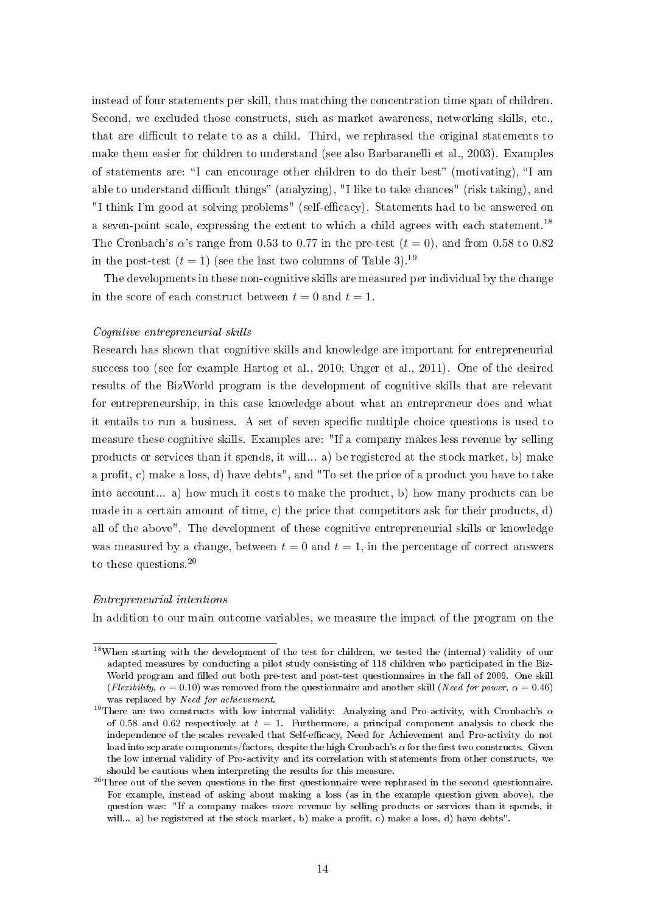instead of four statements per skill, thus matching the concentration time span of children. Second, we excluded those constructs, such as market awareness, networking skills, etc., that are difficult to relate to as a child. Third, we rephrased the original statements to make them easier for children to understand (see also Barbaranelli et al., 2003). Examples of statements are: "I can encourage other children to do their best" (motivating), "I am able to understand difficult things" (analyzing), "I like to take chances" (risk taking), and "I think I'm good at solving problems" (self-efficacy). Statements had to be answered on a seven-point scale, expressing the extent to which a child agrees with each statement.[18] The Cronbach's $\alpha$'s range from 0.53 to 0.77 in the pre-test ($t = 0$), and from 0.58 to 0.82 in the post-test ($t = 1$) (see the last two columns of Table 3).[19]

The developments in these non-cognitive skills are measured per individual by the change in the score of each construct between $t = 0$ and $t = 1$.

*Cognitive entrepreneurial skills*

Research has shown that cognitive skills and knowledge are important for entrepreneurial success too (see for example Hartog et al., 2010; Unger et al., 2011). One of the desired results of the BizWorld program is the development of cognitive skills that are relevant for entrepreneurship, in this case knowledge about what an entrepreneur does and what it entails to run a business. A set of seven specific multiple choice questions is used to measure these cognitive skills. Examples are: "If a company makes less revenue by selling products or services than it spends, it will... a) be registered at the stock market, b) make a profit, c) make a loss, d) have debts", and "To set the price of a product you have to take into account... a) how much it costs to make the product, b) how many products can be made in a certain amount of time, c) the price that competitors ask for their products, d) all of the above". The development of these cognitive entrepreneurial skills or knowledge was measured by a change, between $t = 0$ and $t = 1$, in the percentage of correct answers to these questions.[20]

*Entrepreneurial intentions*

In addition to our main outcome variables, we measure the impact of the program on the

---

[18] When starting with the development of the test for children, we tested the (internal) validity of our adapted measures by conducting a pilot study consisting of 118 children who participated in the BizWorld program and filled out both pre-test and post-test questionnaires in the fall of 2009. One skill (*Flexibility*, $\alpha = 0.10$) was removed from the questionnaire and another skill (*Need for power*, $\alpha = 0.46$) was replaced by *Need for achievement*.

[19] There are two constructs with low internal validity: Analyzing and Pro-activity, with Cronbach's $\alpha$ of 0.58 and 0.62 respectively at $t = 1$. Furthermore, a principal component analysis to check the independence of the scales revealed that Self-efficacy, Need for Achievement and Pro-activity do not load into separate components/factors, despite the high Cronbach's $\alpha$ for the first two constructs. Given the low internal validity of Pro-activity and its correlation with statements from other constructs, we should be cautious when interpreting the results for this measure.

[20] Three out of the seven questions in the first questionnaire were rephrased in the second questionnaire. For example, instead of asking about making a loss (as in the example question given above), the question was: "If a company makes *more* revenue by selling products or services than it spends, it will... a) be registered at the stock market, b) make a profit, c) make a loss, d) have debts".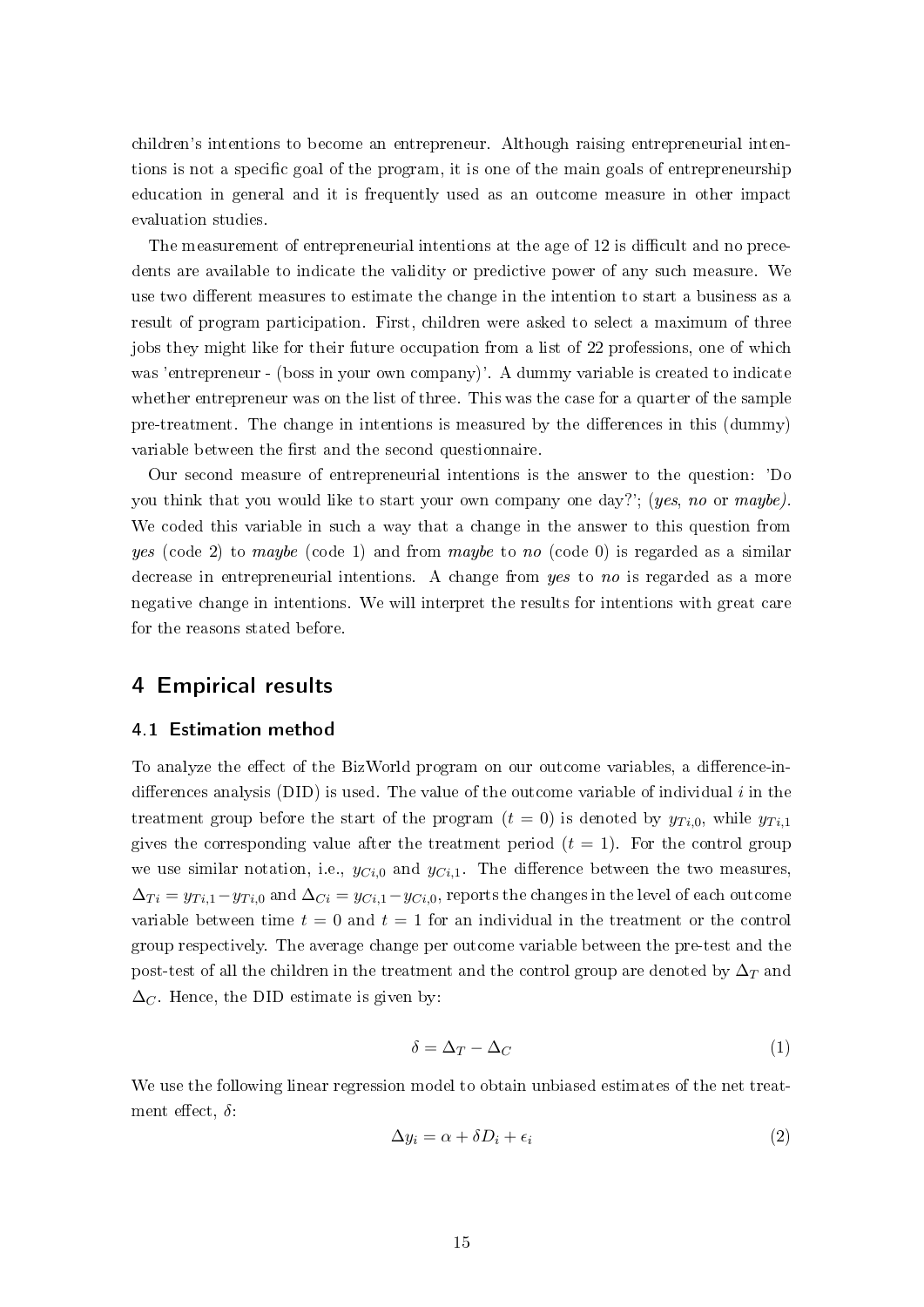children's intentions to become an entrepreneur. Although raising entrepreneurial intentions is not a specific goal of the program, it is one of the main goals of entrepreneurship education in general and it is frequently used as an outcome measure in other impact evaluation studies.

The measurement of entrepreneurial intentions at the age of 12 is difficult and no precedents are available to indicate the validity or predictive power of any such measure. We use two different measures to estimate the change in the intention to start a business as a result of program participation. First, children were asked to select a maximum of three jobs they might like for their future occupation from a list of 22 professions, one of which was 'entrepreneur - (boss in your own company)'. A dummy variable is created to indicate whether entrepreneur was on the list of three. This was the case for a quarter of the sample pre-treatment. The change in intentions is measured by the differences in this (dummy) variable between the first and the second questionnaire.

Our second measure of entrepreneurial intentions is the answer to the question: 'Do you think that you would like to start your own company one day?'; (*yes*, *no* or *maybe*). We coded this variable in such a way that a change in the answer to this question from *yes* (code 2) to *maybe* (code 1) and from *maybe* to *no* (code 0) is regarded as a similar decrease in entrepreneurial intentions. A change from *yes* to *no* is regarded as a more negative change in intentions. We will interpret the results for intentions with great care for the reasons stated before.

## 4 Empirical results

### 4.1 Estimation method

To analyze the effect of the BizWorld program on our outcome variables, a difference-in-differences analysis (DID) is used. The value of the outcome variable of individual $i$ in the treatment group before the start of the program ($t = 0$) is denoted by $y_{Ti,0}$, while $y_{Ti,1}$ gives the corresponding value after the treatment period ($t = 1$). For the control group we use similar notation, i.e., $y_{Ci,0}$ and $y_{Ci,1}$. The difference between the two measures, $\Delta_{Ti} = y_{Ti,1} - y_{Ti,0}$ and $\Delta_{Ci} = y_{Ci,1} - y_{Ci,0}$, reports the changes in the level of each outcome variable between time $t = 0$ and $t = 1$ for an individual in the treatment or the control group respectively. The average change per outcome variable between the pre-test and the post-test of all the children in the treatment and the control group are denoted by $\Delta_T$ and $\Delta_C$. Hence, the DID estimate is given by:

$$\delta = \Delta_T - \Delta_C \tag{1}$$

We use the following linear regression model to obtain unbiased estimates of the net treatment effect, $\delta$:

$$\Delta y_i = \alpha + \delta D_i + \epsilon_i \tag{2}$$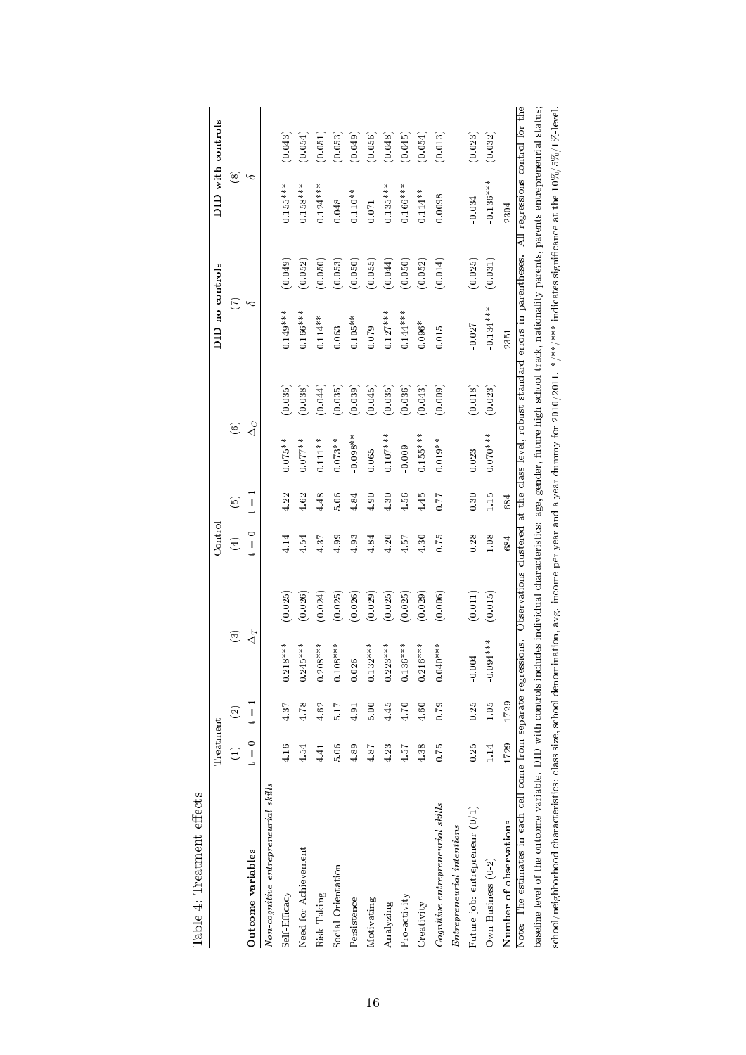Table 4: Treatment effects

| | Treatment | | | | Control | | | | DID no controls | | DID with controls | |
|---|---|---|---|---|---|---|---|---|---|---|---|---|
| | (1) | (2) | (3) | | (4) | (5) | (6) | | (7) | | (8) | |
| **Outcome variables** | t = 0 | t = 1 | $\Delta_T$ | | t = 0 | t = 1 | $\Delta_C$ | | $\delta$ | | $\delta$ | |
| *Non-cognitive entrepreneurial skills* | | | | | | | | | | | | |
| Self-Efficacy | 4.16 | 4.37 | 0.218*** | (0.025) | 4.14 | 4.22 | 0.075** | (0.035) | 0.149*** | (0.049) | 0.155*** | (0.043) |
| Need for Achievement | 4.54 | 4.78 | 0.245*** | (0.026) | 4.54 | 4.62 | 0.077** | (0.038) | 0.166*** | (0.052) | 0.158*** | (0.054) |
| Risk Taking | 4.41 | 4.62 | 0.208*** | (0.024) | 4.37 | 4.48 | 0.111** | (0.044) | 0.114** | (0.050) | 0.124*** | (0.051) |
| Social Orientation | 5.06 | 5.17 | 0.108*** | (0.025) | 4.99 | 5.06 | 0.073** | (0.035) | 0.063 | (0.053) | 0.048 | (0.053) |
| Persistence | 4.89 | 4.91 | 0.026 | (0.026) | 4.93 | 4.84 | -0.098** | (0.039) | 0.105** | (0.050) | 0.110** | (0.049) |
| Motivating | 4.87 | 5.00 | 0.132*** | (0.029) | 4.84 | 4.90 | 0.065 | (0.045) | 0.079 | (0.055) | 0.071 | (0.056) |
| Analyzing | 4.23 | 4.45 | 0.223*** | (0.025) | 4.20 | 4.30 | 0.107*** | (0.035) | 0.127*** | (0.044) | 0.135*** | (0.048) |
| Pro-activity | 4.57 | 4.70 | 0.136*** | (0.025) | 4.57 | 4.56 | -0.009 | (0.036) | 0.144*** | (0.050) | 0.166*** | (0.045) |
| Creativity | 4.38 | 4.60 | 0.216*** | (0.029) | 4.30 | 4.45 | 0.155*** | (0.043) | 0.096* | (0.052) | 0.114** | (0.054) |
| *Cognitive entrepreneurial skills* | 0.75 | 0.79 | 0.040*** | (0.006) | 0.75 | 0.77 | 0.019** | (0.009) | 0.015 | (0.014) | 0.0098 | (0.013) |
| *Entrepreneurial intentions* | | | | | | | | | | | | |
| Future job: entrepreneur (0/1) | 0.25 | 0.25 | -0.004 | (0.011) | 0.28 | 0.30 | 0.023 | (0.018) | -0.027 | (0.025) | -0.034 | (0.023) |
| Own Business (0-2) | 1.14 | 1.05 | -0.094*** | (0.015) | 1.08 | 1.15 | 0.070*** | (0.023) | -0.134*** | (0.031) | -0.136*** | (0.032) |
| **Number of observations** | 1729 | 1729 | | | 684 | 684 | | | 2351 | | 2304 | |

Note: The estimates in each cell come from separate regressions. Observations clustered at the class level, robust standard errors in parentheses. All regressions control for the baseline level of the outcome variable. DID with controls includes individual characteristics: age, gender, future high school track, nationality parents, parents entrepreneurial status; school/neighborhood characteristics: class size, school denomination, avg. income per year and a year dummy for 2010/2011. */**/*** indicates significance at the 10%/5%/1%-level.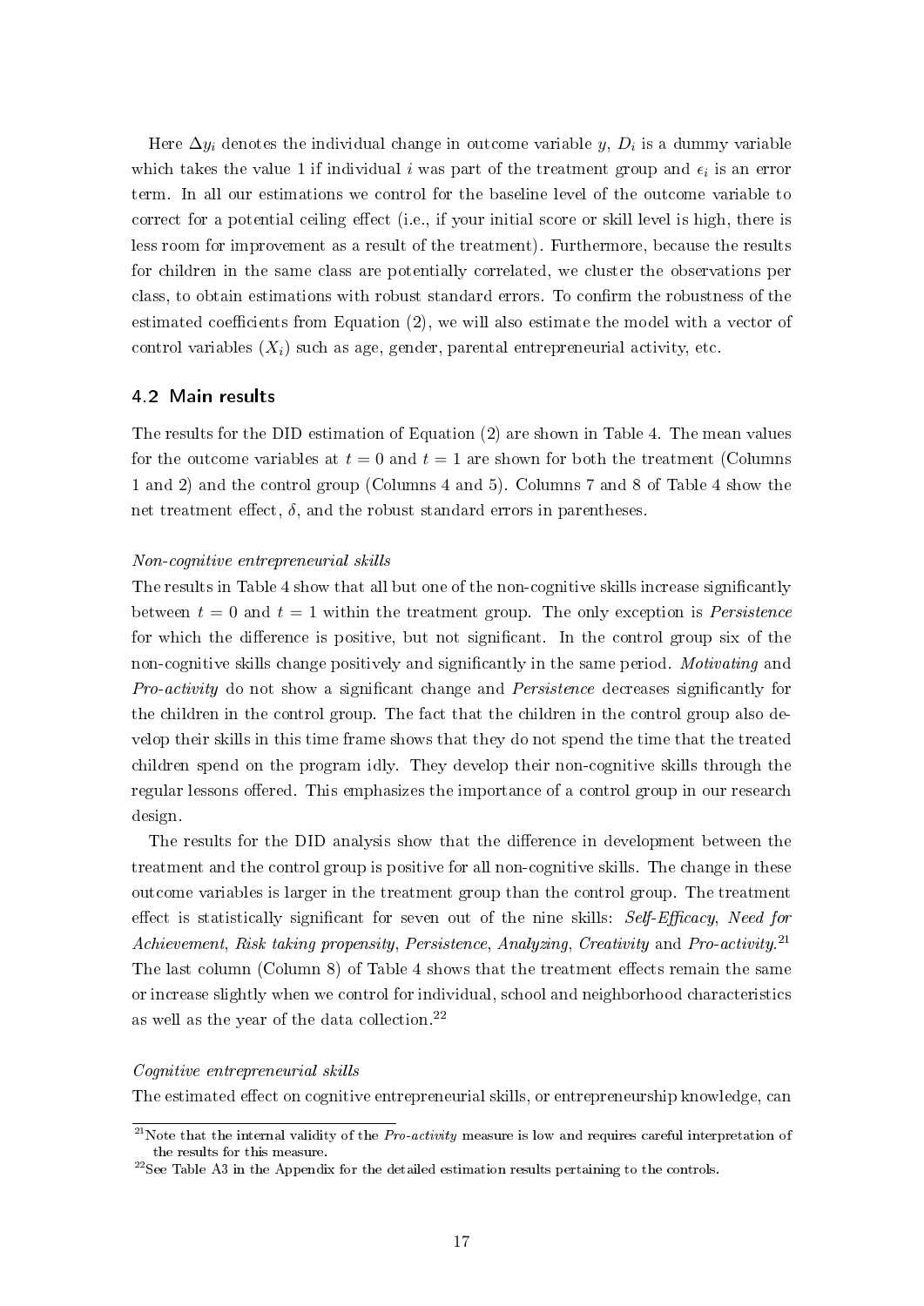Here $\Delta y_i$ denotes the individual change in outcome variable $y$, $D_i$ is a dummy variable which takes the value 1 if individual $i$ was part of the treatment group and $\epsilon_i$ is an error term. In all our estimations we control for the baseline level of the outcome variable to correct for a potential ceiling effect (i.e., if your initial score or skill level is high, there is less room for improvement as a result of the treatment). Furthermore, because the results for children in the same class are potentially correlated, we cluster the observations per class, to obtain estimations with robust standard errors. To confirm the robustness of the estimated coefficients from Equation (2), we will also estimate the model with a vector of control variables ($X_i$) such as age, gender, parental entrepreneurial activity, etc.

## 4.2 Main results

The results for the DID estimation of Equation (2) are shown in Table 4. The mean values for the outcome variables at $t = 0$ and $t = 1$ are shown for both the treatment (Columns 1 and 2) and the control group (Columns 4 and 5). Columns 7 and 8 of Table 4 show the net treatment effect, $\delta$, and the robust standard errors in parentheses.

*Non-cognitive entrepreneurial skills*

The results in Table 4 show that all but one of the non-cognitive skills increase significantly between $t = 0$ and $t = 1$ within the treatment group. The only exception is *Persistence* for which the difference is positive, but not significant. In the control group six of the non-cognitive skills change positively and significantly in the same period. *Motivating* and *Pro-activity* do not show a significant change and *Persistence* decreases significantly for the children in the control group. The fact that the children in the control group also develop their skills in this time frame shows that they do not spend the time that the treated children spend on the program idly. They develop their non-cognitive skills through the regular lessons offered. This emphasizes the importance of a control group in our research design.

The results for the DID analysis show that the difference in development between the treatment and the control group is positive for all non-cognitive skills. The change in these outcome variables is larger in the treatment group than the control group. The treatment effect is statistically significant for seven out of the nine skills: *Self-Efficacy*, *Need for Achievement*, *Risk taking propensity*, *Persistence*, *Analyzing*, *Creativity* and *Pro-activity*.[21] The last column (Column 8) of Table 4 shows that the treatment effects remain the same or increase slightly when we control for individual, school and neighborhood characteristics as well as the year of the data collection.[22]

*Cognitive entrepreneurial skills*

The estimated effect on cognitive entrepreneurial skills, or entrepreneurship knowledge, can

[21] Note that the internal validity of the *Pro-activity* measure is low and requires careful interpretation of the results for this measure.

[22] See Table A3 in the Appendix for the detailed estimation results pertaining to the controls.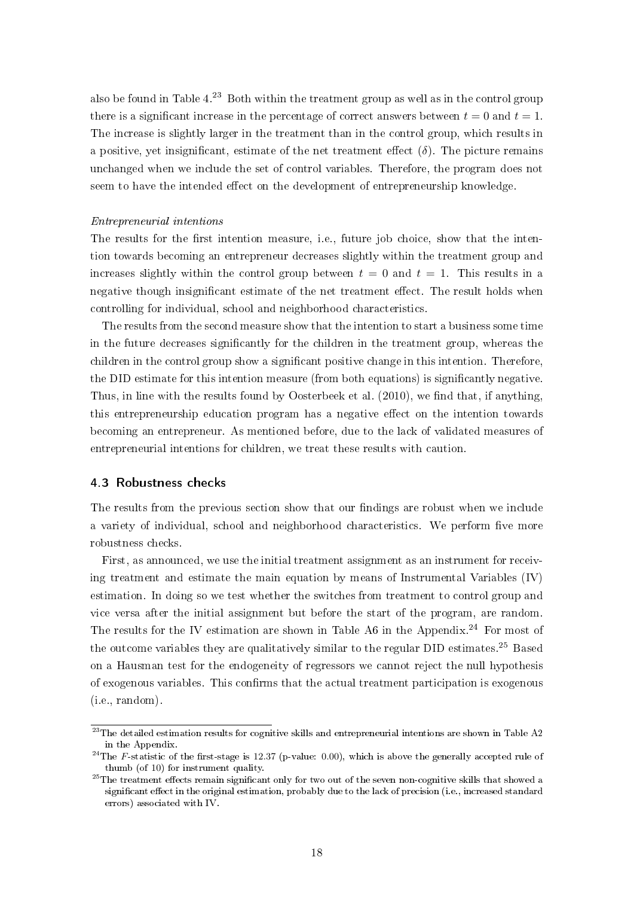also be found in Table 4.[23] Both within the treatment group as well as in the control group there is a significant increase in the percentage of correct answers between $t = 0$ and $t = 1$. The increase is slightly larger in the treatment than in the control group, which results in a positive, yet insignificant, estimate of the net treatment effect ($\delta$). The picture remains unchanged when we include the set of control variables. Therefore, the program does not seem to have the intended effect on the development of entrepreneurship knowledge.

*Entrepreneurial intentions*

The results for the first intention measure, i.e., future job choice, show that the intention towards becoming an entrepreneur decreases slightly within the treatment group and increases slightly within the control group between $t = 0$ and $t = 1$. This results in a negative though insignificant estimate of the net treatment effect. The result holds when controlling for individual, school and neighborhood characteristics.

The results from the second measure show that the intention to start a business some time in the future decreases significantly for the children in the treatment group, whereas the children in the control group show a significant positive change in this intention. Therefore, the DID estimate for this intention measure (from both equations) is significantly negative. Thus, in line with the results found by Oosterbeek et al. (2010), we find that, if anything, this entrepreneurship education program has a negative effect on the intention towards becoming an entrepreneur. As mentioned before, due to the lack of validated measures of entrepreneurial intentions for children, we treat these results with caution.

### 4.3 Robustness checks

The results from the previous section show that our findings are robust when we include a variety of individual, school and neighborhood characteristics. We perform five more robustness checks.

First, as announced, we use the initial treatment assignment as an instrument for receiving treatment and estimate the main equation by means of Instrumental Variables (IV) estimation. In doing so we test whether the switches from treatment to control group and vice versa after the initial assignment but before the start of the program, are random. The results for the IV estimation are shown in Table A6 in the Appendix.[24] For most of the outcome variables they are qualitatively similar to the regular DID estimates.[25] Based on a Hausman test for the endogeneity of regressors we cannot reject the null hypothesis of exogenous variables. This confirms that the actual treatment participation is exogenous (i.e., random).

[23] The detailed estimation results for cognitive skills and entrepreneurial intentions are shown in Table A2 in the Appendix.

[24] The $F$-statistic of the first-stage is 12.37 (p-value: 0.00), which is above the generally accepted rule of thumb (of 10) for instrument quality.

[25] The treatment effects remain significant only for two out of the seven non-cognitive skills that showed a significant effect in the original estimation, probably due to the lack of precision (i.e., increased standard errors) associated with IV.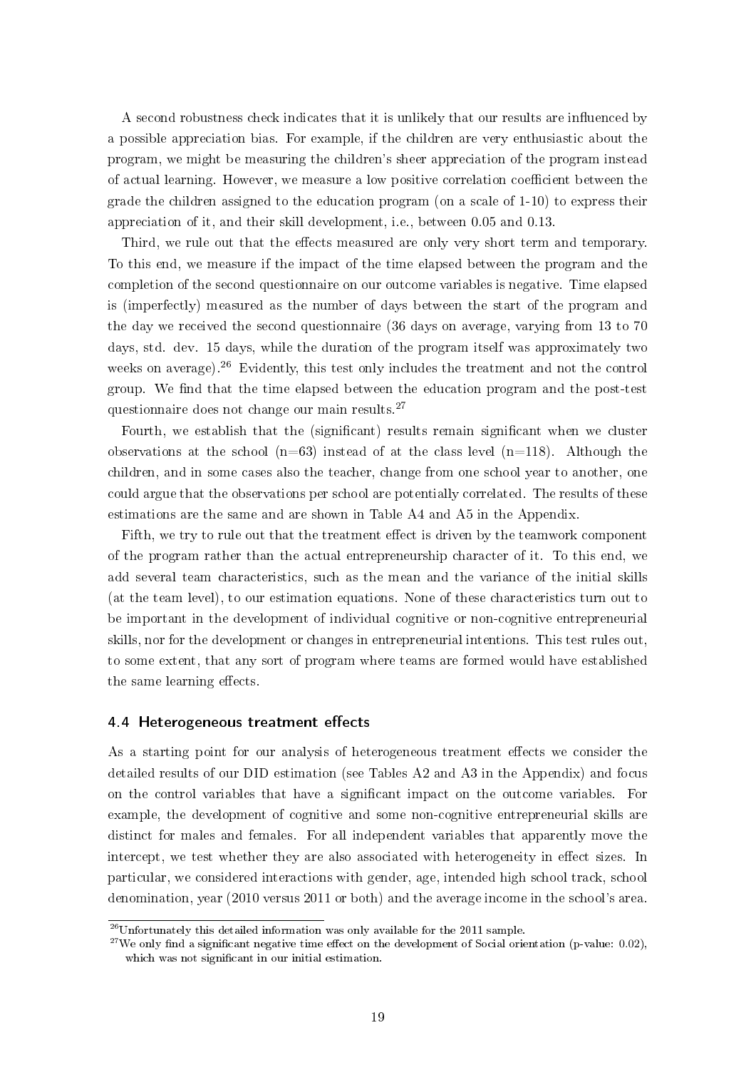A second robustness check indicates that it is unlikely that our results are influenced by a possible appreciation bias. For example, if the children are very enthusiastic about the program, we might be measuring the children's sheer appreciation of the program instead of actual learning. However, we measure a low positive correlation coefficient between the grade the children assigned to the education program (on a scale of 1-10) to express their appreciation of it, and their skill development, i.e., between 0.05 and 0.13.

Third, we rule out that the effects measured are only very short term and temporary. To this end, we measure if the impact of the time elapsed between the program and the completion of the second questionnaire on our outcome variables is negative. Time elapsed is (imperfectly) measured as the number of days between the start of the program and the day we received the second questionnaire (36 days on average, varying from 13 to 70 days, std. dev. 15 days, while the duration of the program itself was approximately two weeks on average).[26] Evidently, this test only includes the treatment and not the control group. We find that the time elapsed between the education program and the post-test questionnaire does not change our main results.[27]

Fourth, we establish that the (significant) results remain significant when we cluster observations at the school (n=63) instead of at the class level (n=118). Although the children, and in some cases also the teacher, change from one school year to another, one could argue that the observations per school are potentially correlated. The results of these estimations are the same and are shown in Table A4 and A5 in the Appendix.

Fifth, we try to rule out that the treatment effect is driven by the teamwork component of the program rather than the actual entrepreneurship character of it. To this end, we add several team characteristics, such as the mean and the variance of the initial skills (at the team level), to our estimation equations. None of these characteristics turn out to be important in the development of individual cognitive or non-cognitive entrepreneurial skills, nor for the development or changes in entrepreneurial intentions. This test rules out, to some extent, that any sort of program where teams are formed would have established the same learning effects.

### 4.4 Heterogeneous treatment effects

As a starting point for our analysis of heterogeneous treatment effects we consider the detailed results of our DID estimation (see Tables A2 and A3 in the Appendix) and focus on the control variables that have a significant impact on the outcome variables. For example, the development of cognitive and some non-cognitive entrepreneurial skills are distinct for males and females. For all independent variables that apparently move the intercept, we test whether they are also associated with heterogeneity in effect sizes. In particular, we considered interactions with gender, age, intended high school track, school denomination, year (2010 versus 2011 or both) and the average income in the school's area.

[26] Unfortunately this detailed information was only available for the 2011 sample.

[27] We only find a significant negative time effect on the development of Social orientation (p-value: 0.02), which was not significant in our initial estimation.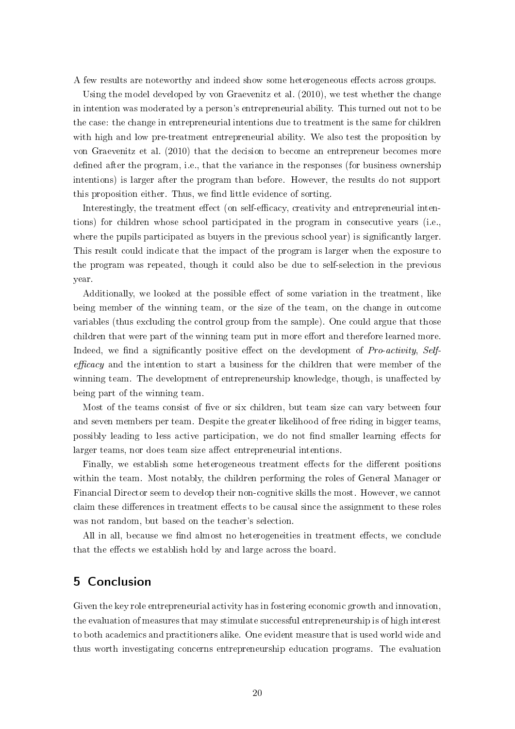A few results are noteworthy and indeed show some heterogeneous effects across groups.

Using the model developed by von Graevenitz et al. (2010), we test whether the change in intention was moderated by a person's entrepreneurial ability. This turned out not to be the case: the change in entrepreneurial intentions due to treatment is the same for children with high and low pre-treatment entrepreneurial ability. We also test the proposition by von Graevenitz et al. (2010) that the decision to become an entrepreneur becomes more defined after the program, i.e., that the variance in the responses (for business ownership intentions) is larger after the program than before. However, the results do not support this proposition either. Thus, we find little evidence of sorting.

Interestingly, the treatment effect (on self-efficacy, creativity and entrepreneurial intentions) for children whose school participated in the program in consecutive years (i.e., where the pupils participated as buyers in the previous school year) is significantly larger. This result could indicate that the impact of the program is larger when the exposure to the program was repeated, though it could also be due to self-selection in the previous year.

Additionally, we looked at the possible effect of some variation in the treatment, like being member of the winning team, or the size of the team, on the change in outcome variables (thus excluding the control group from the sample). One could argue that those children that were part of the winning team put in more effort and therefore learned more. Indeed, we find a significantly positive effect on the development of *Pro-activity*, *Self-efficacy* and the intention to start a business for the children that were member of the winning team. The development of entrepreneurship knowledge, though, is unaffected by being part of the winning team.

Most of the teams consist of five or six children, but team size can vary between four and seven members per team. Despite the greater likelihood of free riding in bigger teams, possibly leading to less active participation, we do not find smaller learning effects for larger teams, nor does team size affect entrepreneurial intentions.

Finally, we establish some heterogeneous treatment effects for the different positions within the team. Most notably, the children performing the roles of General Manager or Financial Director seem to develop their non-cognitive skills the most. However, we cannot claim these differences in treatment effects to be causal since the assignment to these roles was not random, but based on the teacher's selection.

All in all, because we find almost no heterogeneities in treatment effects, we conclude that the effects we establish hold by and large across the board.

## 5 Conclusion

Given the key role entrepreneurial activity has in fostering economic growth and innovation, the evaluation of measures that may stimulate successful entrepreneurship is of high interest to both academics and practitioners alike. One evident measure that is used world wide and thus worth investigating concerns entrepreneurship education programs. The evaluation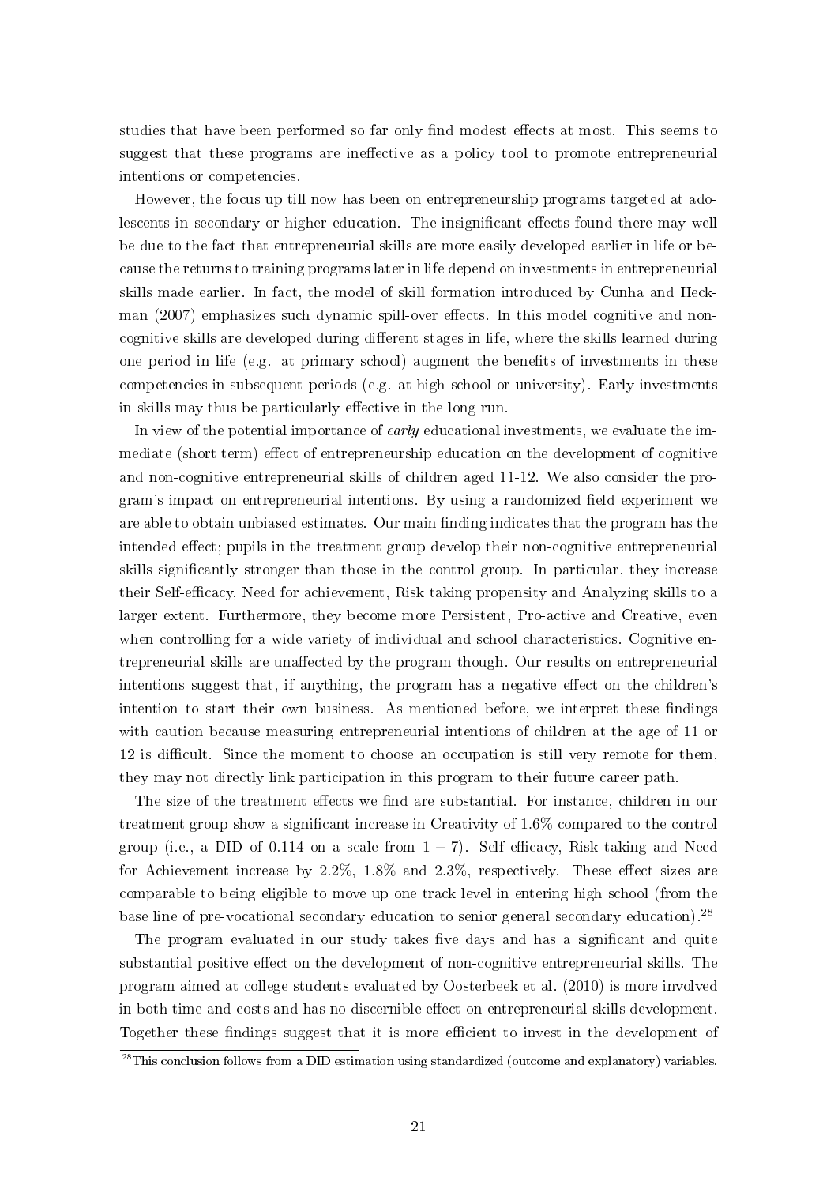studies that have been performed so far only find modest effects at most. This seems to suggest that these programs are ineffective as a policy tool to promote entrepreneurial intentions or competencies.

However, the focus up till now has been on entrepreneurship programs targeted at adolescents in secondary or higher education. The insignificant effects found there may well be due to the fact that entrepreneurial skills are more easily developed earlier in life or because the returns to training programs later in life depend on investments in entrepreneurial skills made earlier. In fact, the model of skill formation introduced by Cunha and Heckman (2007) emphasizes such dynamic spill-over effects. In this model cognitive and non-cognitive skills are developed during different stages in life, where the skills learned during one period in life (e.g. at primary school) augment the benefits of investments in these competencies in subsequent periods (e.g. at high school or university). Early investments in skills may thus be particularly effective in the long run.

In view of the potential importance of *early* educational investments, we evaluate the immediate (short term) effect of entrepreneurship education on the development of cognitive and non-cognitive entrepreneurial skills of children aged 11-12. We also consider the program's impact on entrepreneurial intentions. By using a randomized field experiment we are able to obtain unbiased estimates. Our main finding indicates that the program has the intended effect; pupils in the treatment group develop their non-cognitive entrepreneurial skills significantly stronger than those in the control group. In particular, they increase their Self-efficacy, Need for achievement, Risk taking propensity and Analyzing skills to a larger extent. Furthermore, they become more Persistent, Pro-active and Creative, even when controlling for a wide variety of individual and school characteristics. Cognitive entrepreneurial skills are unaffected by the program though. Our results on entrepreneurial intentions suggest that, if anything, the program has a negative effect on the children's intention to start their own business. As mentioned before, we interpret these findings with caution because measuring entrepreneurial intentions of children at the age of 11 or 12 is difficult. Since the moment to choose an occupation is still very remote for them, they may not directly link participation in this program to their future career path.

The size of the treatment effects we find are substantial. For instance, children in our treatment group show a significant increase in Creativity of 1.6% compared to the control group (i.e., a DID of 0.114 on a scale from $1-7$). Self efficacy, Risk taking and Need for Achievement increase by 2.2%, 1.8% and 2.3%, respectively. These effect sizes are comparable to being eligible to move up one track level in entering high school (from the base line of pre-vocational secondary education to senior general secondary education).[28]

The program evaluated in our study takes five days and has a significant and quite substantial positive effect on the development of non-cognitive entrepreneurial skills. The program aimed at college students evaluated by Oosterbeek et al. (2010) is more involved in both time and costs and has no discernible effect on entrepreneurial skills development. Together these findings suggest that it is more efficient to invest in the development of

[28]This conclusion follows from a DID estimation using standardized (outcome and explanatory) variables.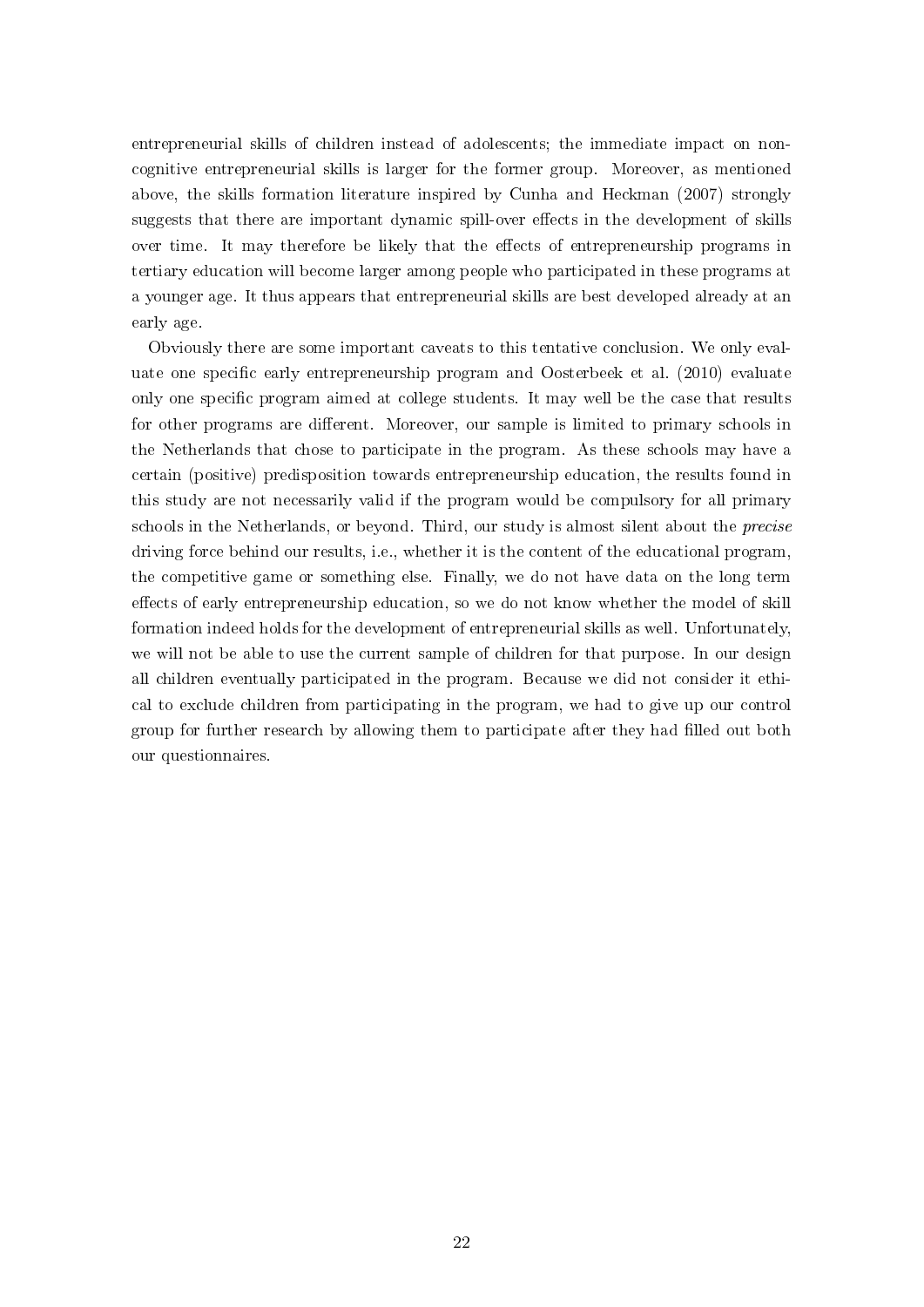entrepreneurial skills of children instead of adolescents; the immediate impact on non-cognitive entrepreneurial skills is larger for the former group. Moreover, as mentioned above, the skills formation literature inspired by Cunha and Heckman (2007) strongly suggests that there are important dynamic spill-over effects in the development of skills over time. It may therefore be likely that the effects of entrepreneurship programs in tertiary education will become larger among people who participated in these programs at a younger age. It thus appears that entrepreneurial skills are best developed already at an early age.

Obviously there are some important caveats to this tentative conclusion. We only evaluate one specific early entrepreneurship program and Oosterbeek et al. (2010) evaluate only one specific program aimed at college students. It may well be the case that results for other programs are different. Moreover, our sample is limited to primary schools in the Netherlands that chose to participate in the program. As these schools may have a certain (positive) predisposition towards entrepreneurship education, the results found in this study are not necessarily valid if the program would be compulsory for all primary schools in the Netherlands, or beyond. Third, our study is almost silent about the *precise* driving force behind our results, i.e., whether it is the content of the educational program, the competitive game or something else. Finally, we do not have data on the long term effects of early entrepreneurship education, so we do not know whether the model of skill formation indeed holds for the development of entrepreneurial skills as well. Unfortunately, we will not be able to use the current sample of children for that purpose. In our design all children eventually participated in the program. Because we did not consider it ethical to exclude children from participating in the program, we had to give up our control group for further research by allowing them to participate after they had filled out both our questionnaires.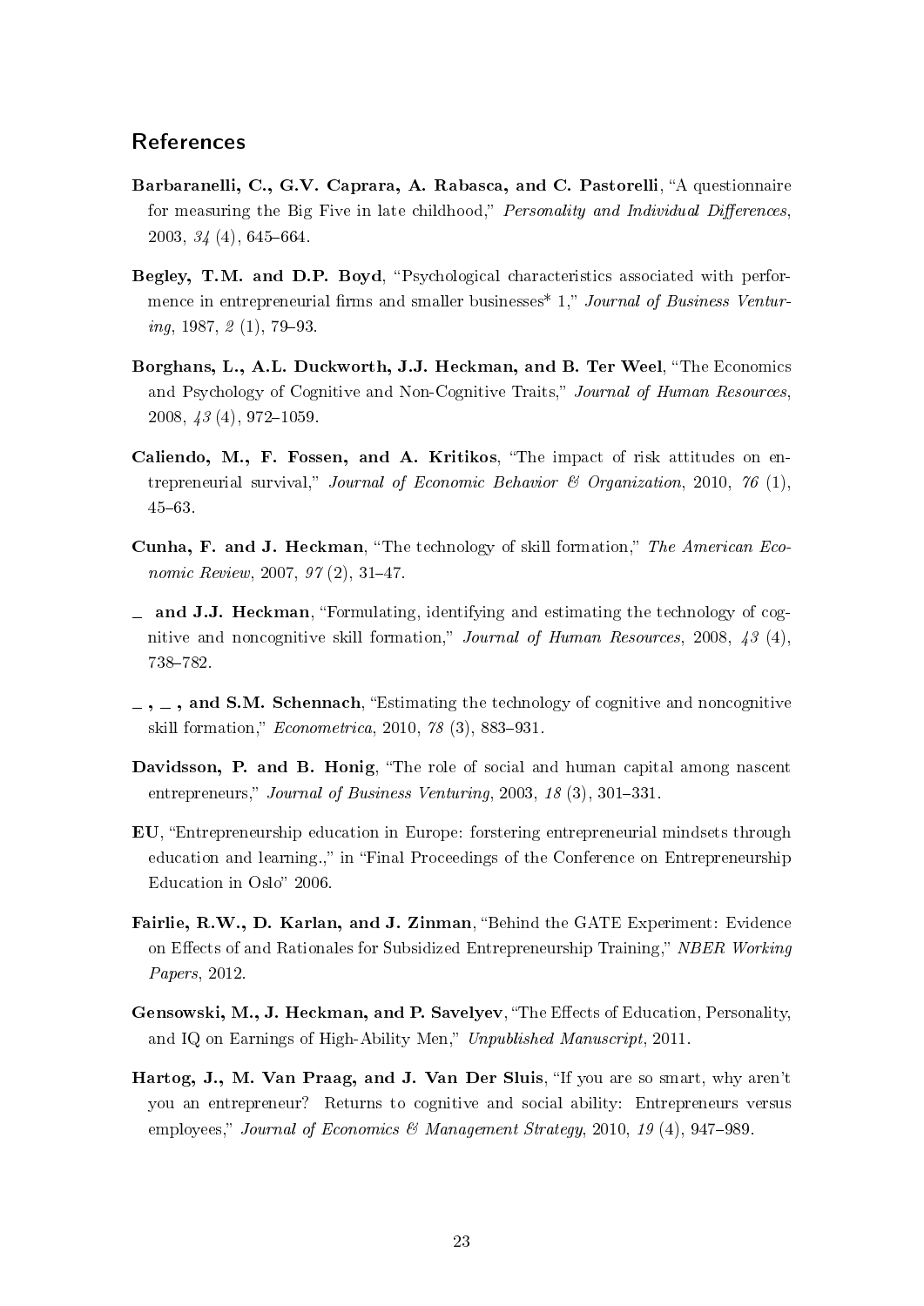## References

**Barbaranelli, C., G.V. Caprara, A. Rabasca, and C. Pastorelli**, "A questionnaire for measuring the Big Five in late childhood," *Personality and Individual Differences*, 2003, *34* (4), 645–664.

**Begley, T.M. and D.P. Boyd**, "Psychological characteristics associated with performence in entrepreneurial firms and smaller businesses* 1," *Journal of Business Venturing*, 1987, *2* (1), 79–93.

**Borghans, L., A.L. Duckworth, J.J. Heckman, and B. Ter Weel**, "The Economics and Psychology of Cognitive and Non-Cognitive Traits," *Journal of Human Resources*, 2008, *43* (4), 972–1059.

**Caliendo, M., F. Fossen, and A. Kritikos**, "The impact of risk attitudes on entrepreneurial survival," *Journal of Economic Behavior & Organization*, 2010, *76* (1), 45–63.

**Cunha, F. and J. Heckman**, "The technology of skill formation," *The American Economic Review*, 2007, *97* (2), 31–47.

**_ and J.J. Heckman**, "Formulating, identifying and estimating the technology of cognitive and noncognitive skill formation," *Journal of Human Resources*, 2008, *43* (4), 738–782.

**_ , _ , and S.M. Schennach**, "Estimating the technology of cognitive and noncognitive skill formation," *Econometrica*, 2010, *78* (3), 883–931.

**Davidsson, P. and B. Honig**, "The role of social and human capital among nascent entrepreneurs," *Journal of Business Venturing*, 2003, *18* (3), 301–331.

**EU**, "Entrepreneurship education in Europe: forstering entrepreneurial mindsets through education and learning.," in "Final Proceedings of the Conference on Entrepreneurship Education in Oslo" 2006.

**Fairlie, R.W., D. Karlan, and J. Zinman**, "Behind the GATE Experiment: Evidence on Effects of and Rationales for Subsidized Entrepreneurship Training," *NBER Working Papers*, 2012.

**Gensowski, M., J. Heckman, and P. Savelyev**, "The Effects of Education, Personality, and IQ on Earnings of High-Ability Men," *Unpublished Manuscript*, 2011.

**Hartog, J., M. Van Praag, and J. Van Der Sluis**, "If you are so smart, why aren't you an entrepreneur? Returns to cognitive and social ability: Entrepreneurs versus employees," *Journal of Economics & Management Strategy*, 2010, *19* (4), 947–989.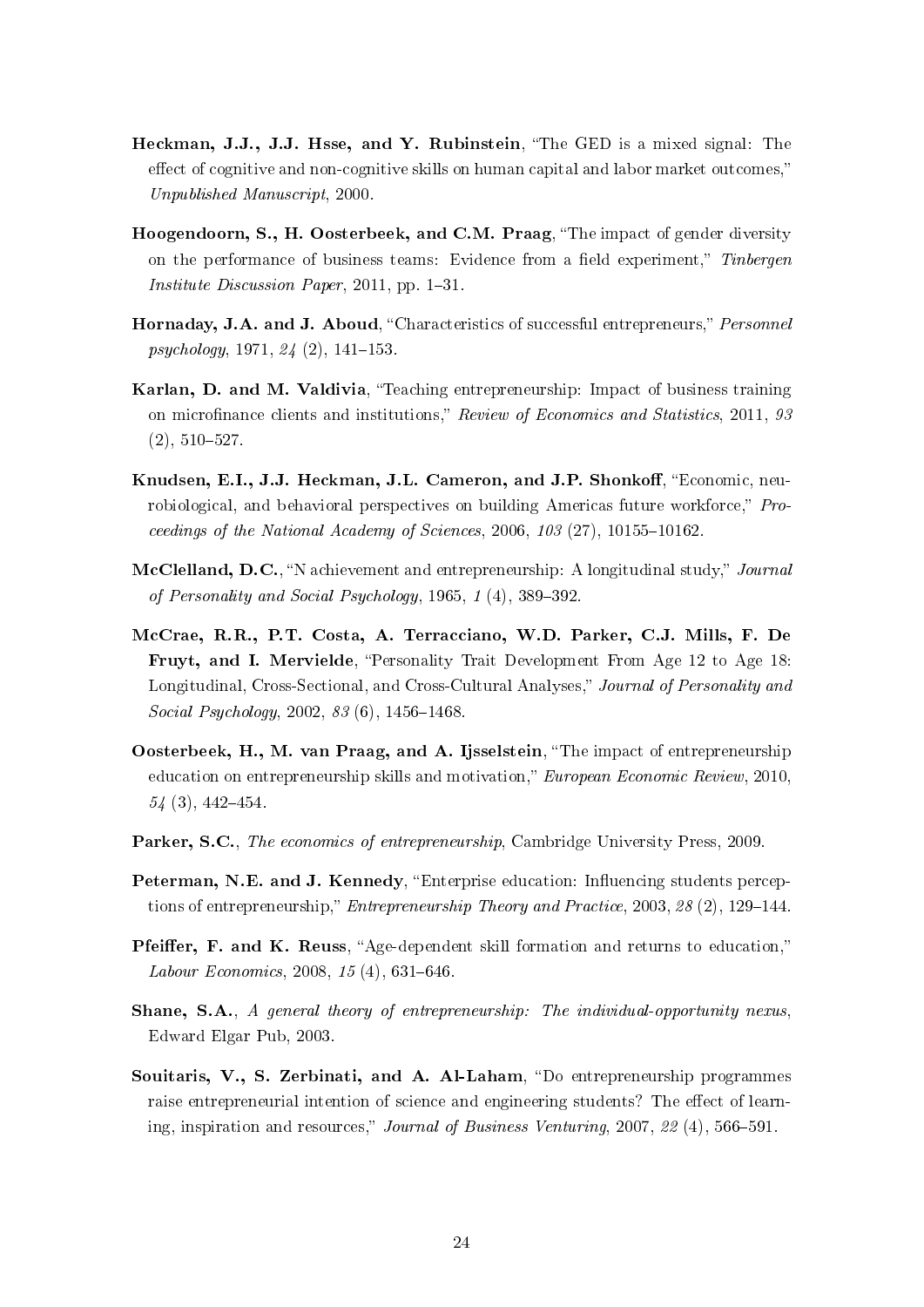**Heckman, J.J., J.J. Hsse, and Y. Rubinstein**, "The GED is a mixed signal: The effect of cognitive and non-cognitive skills on human capital and labor market outcomes," *Unpublished Manuscript*, 2000.

**Hoogendoorn, S., H. Oosterbeek, and C.M. Praag**, "The impact of gender diversity on the performance of business teams: Evidence from a field experiment," *Tinbergen Institute Discussion Paper*, 2011, pp. 1–31.

**Hornaday, J.A. and J. Aboud**, "Characteristics of successful entrepreneurs," *Personnel psychology*, 1971, *24* (2), 141–153.

**Karlan, D. and M. Valdivia**, "Teaching entrepreneurship: Impact of business training on microfinance clients and institutions," *Review of Economics and Statistics*, 2011, *93* (2), 510–527.

**Knudsen, E.I., J.J. Heckman, J.L. Cameron, and J.P. Shonkoff**, "Economic, neurobiological, and behavioral perspectives on building Americas future workforce," *Proceedings of the National Academy of Sciences*, 2006, *103* (27), 10155–10162.

**McClelland, D.C.**, "N achievement and entrepreneurship: A longitudinal study," *Journal of Personality and Social Psychology*, 1965, *1* (4), 389–392.

**McCrae, R.R., P.T. Costa, A. Terracciano, W.D. Parker, C.J. Mills, F. De Fruyt, and I. Mervielde**, "Personality Trait Development From Age 12 to Age 18: Longitudinal, Cross-Sectional, and Cross-Cultural Analyses," *Journal of Personality and Social Psychology*, 2002, *83* (6), 1456–1468.

**Oosterbeek, H., M. van Praag, and A. Ijsselstein**, "The impact of entrepreneurship education on entrepreneurship skills and motivation," *European Economic Review*, 2010, *54* (3), 442–454.

**Parker, S.C.**, *The economics of entrepreneurship*, Cambridge University Press, 2009.

**Peterman, N.E. and J. Kennedy**, "Enterprise education: Influencing students perceptions of entrepreneurship," *Entrepreneurship Theory and Practice*, 2003, *28* (2), 129–144.

**Pfeiffer, F. and K. Reuss**, "Age-dependent skill formation and returns to education," *Labour Economics*, 2008, *15* (4), 631–646.

**Shane, S.A.**, *A general theory of entrepreneurship: The individual-opportunity nexus*, Edward Elgar Pub, 2003.

**Souitaris, V., S. Zerbinati, and A. Al-Laham**, "Do entrepreneurship programmes raise entrepreneurial intention of science and engineering students? The effect of learning, inspiration and resources," *Journal of Business Venturing*, 2007, *22* (4), 566–591.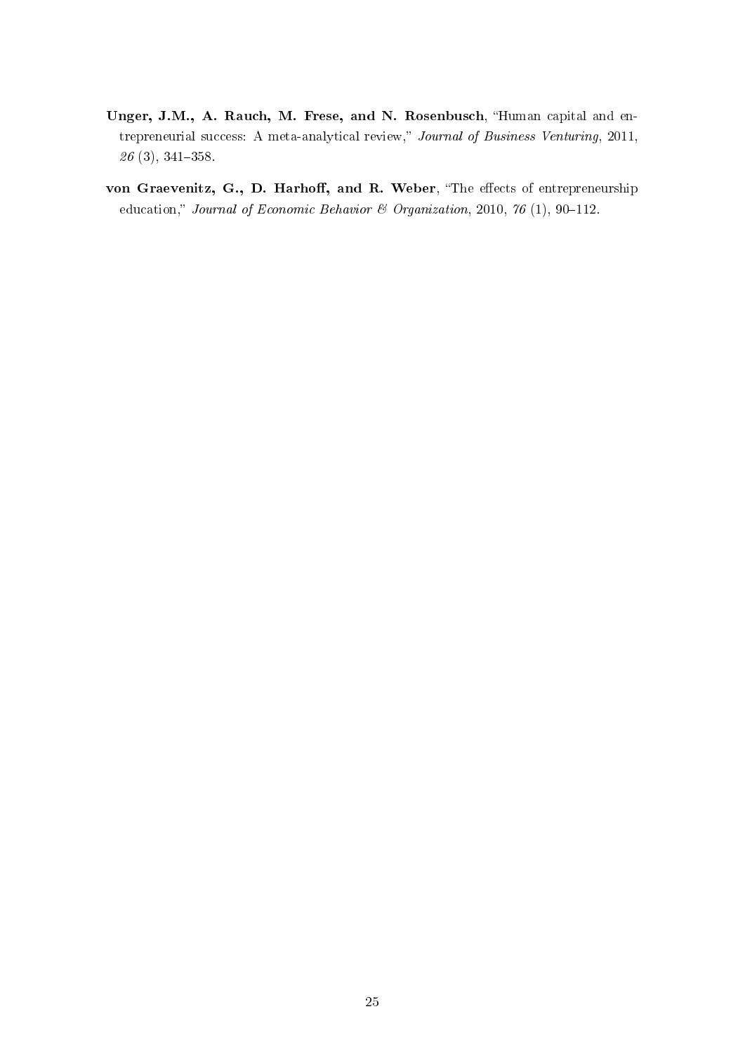**Unger, J.M., A. Rauch, M. Frese, and N. Rosenbusch**, "Human capital and entrepreneurial success: A meta-analytical review," *Journal of Business Venturing*, 2011, *26* (3), 341–358.

**von Graevenitz, G., D. Harhoff, and R. Weber**, "The effects of entrepreneurship education," *Journal of Economic Behavior & Organization*, 2010, *76* (1), 90–112.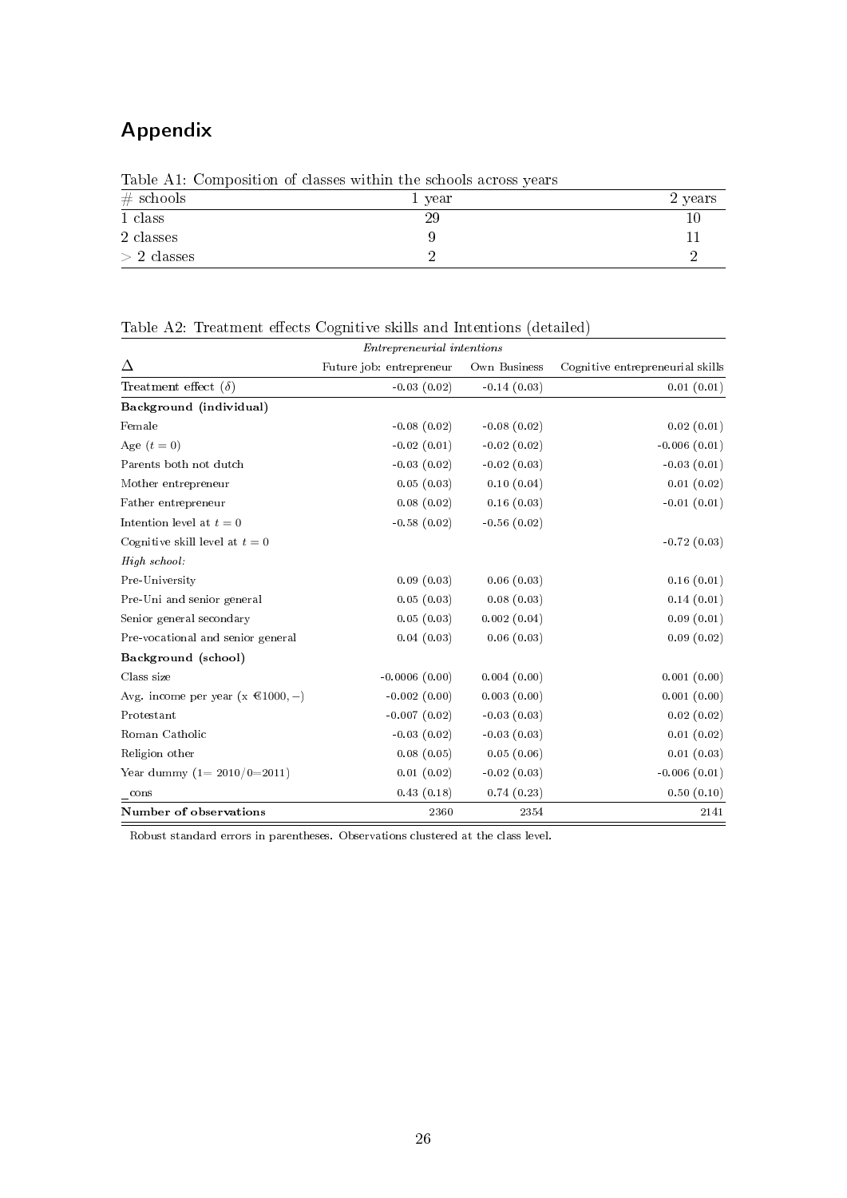## Appendix

Table A1: Composition of classes within the schools across years

| # schools | 1 year | 2 years |
|---|---|---|
| 1 class | 29 | 10 |
| 2 classes | 9 | 11 |
| > 2 classes | 2 | 2 |

Table A2: Treatment effects Cognitive skills and Intentions (detailed)

| | *Entrepreneurial intentions* | | |
|---|---|---|---|
| $\Delta$ | Future job: entrepreneur | Own Business | Cognitive entrepreneurial skills |
| Treatment effect ($\delta$) | -0.03 (0.02) | -0.14 (0.03) | 0.01 (0.01) |
| **Background (individual)** | | | |
| Female | -0.08 (0.02) | -0.08 (0.02) | 0.02 (0.01) |
| Age ($t = 0$) | -0.02 (0.01) | -0.02 (0.02) | -0.006 (0.01) |
| Parents both not dutch | -0.03 (0.02) | -0.02 (0.03) | -0.03 (0.01) |
| Mother entrepreneur | 0.05 (0.03) | 0.10 (0.04) | 0.01 (0.02) |
| Father entrepreneur | 0.08 (0.02) | 0.16 (0.03) | -0.01 (0.01) |
| Intention level at $t = 0$ | -0.58 (0.02) | -0.56 (0.02) | |
| Cognitive skill level at $t = 0$ | | | -0.72 (0.03) |
| *High school:* | | | |
| Pre-University | 0.09 (0.03) | 0.06 (0.03) | 0.16 (0.01) |
| Pre-Uni and senior general | 0.05 (0.03) | 0.08 (0.03) | 0.14 (0.01) |
| Senior general secondary | 0.05 (0.03) | 0.002 (0.04) | 0.09 (0.01) |
| Pre-vocational and senior general | 0.04 (0.03) | 0.06 (0.03) | 0.09 (0.02) |
| **Background (school)** | | | |
| Class size | -0.0006 (0.00) | 0.004 (0.00) | 0.001 (0.00) |
| Avg. income per year (x €1000,−) | -0.002 (0.00) | 0.003 (0.00) | 0.001 (0.00) |
| Protestant | -0.007 (0.02) | -0.03 (0.03) | 0.02 (0.02) |
| Roman Catholic | -0.03 (0.02) | -0.03 (0.03) | 0.01 (0.02) |
| Religion other | 0.08 (0.05) | 0.05 (0.06) | 0.01 (0.03) |
| Year dummy (1= 2010/0=2011) | 0.01 (0.02) | -0.02 (0.03) | -0.006 (0.01) |
| _cons | 0.43 (0.18) | 0.74 (0.23) | 0.50 (0.10) |
| **Number of observations** | 2360 | 2354 | 2141 |

Robust standard errors in parentheses. Observations clustered at the class level.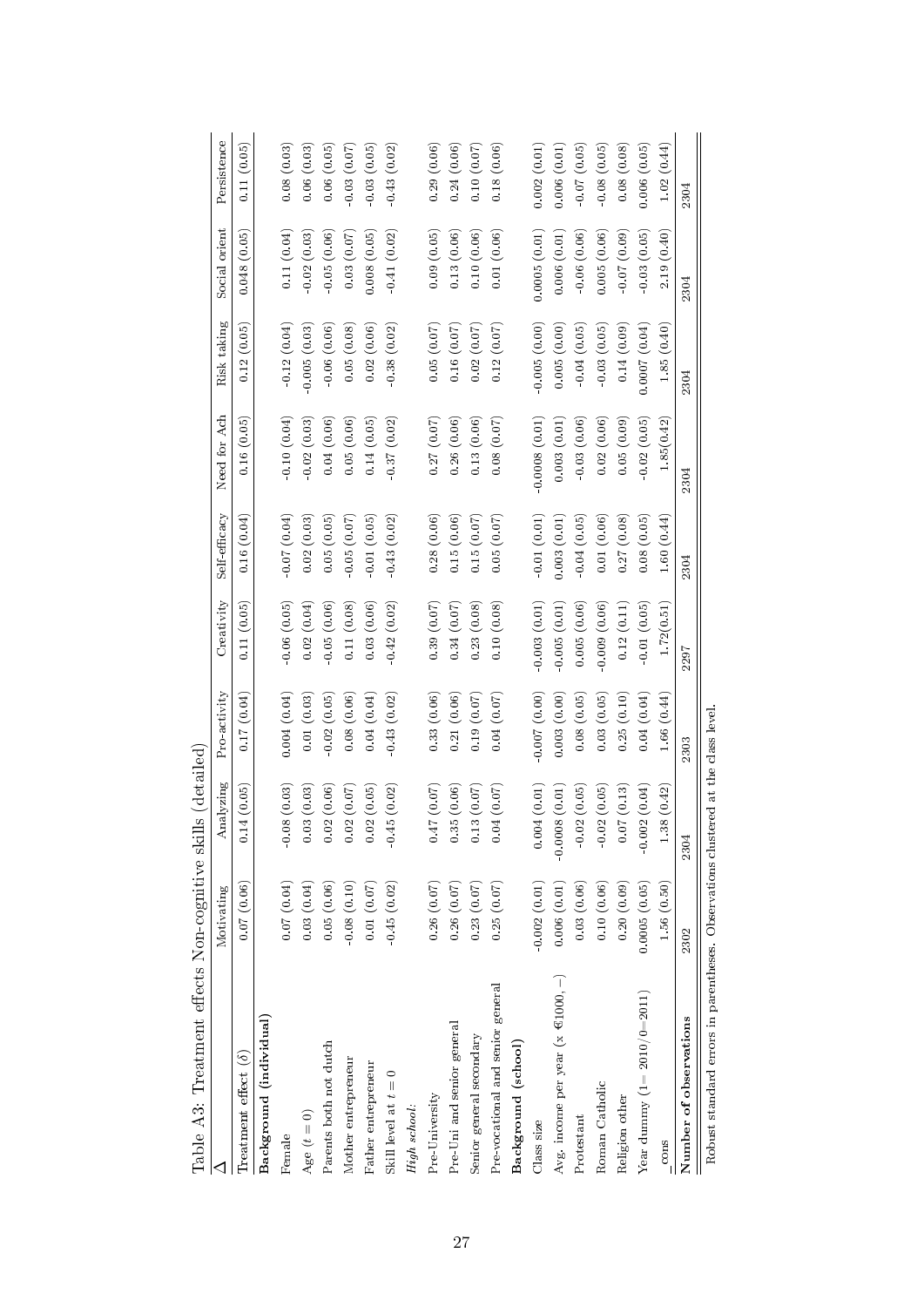Table A3: Treatment effects Non-cognitive skills (detailed)

| Δ | Motivating | Analyzing | Pro-activity | Creativity | Self-efficacy | Need for Ach | Risk taking | Social orient | Persistence |
|---|---|---|---|---|---|---|---|---|---|
| Treatment effect ($\delta$) | 0.07 (0.06) | 0.14 (0.05) | 0.17 (0.04) | 0.11 (0.05) | 0.16 (0.04) | 0.16 (0.05) | 0.12 (0.05) | 0.048 (0.05) | 0.11 (0.05) |
| **Background (individual)** | | | | | | | | | |
| Female | 0.07 (0.04) | -0.08 (0.03) | 0.004 (0.04) | -0.06 (0.05) | -0.07 (0.04) | -0.10 (0.04) | -0.12 (0.04) | 0.11 (0.04) | 0.08 (0.03) |
| Age ($t = 0$) | 0.03 (0.04) | 0.03 (0.03) | 0.01 (0.03) | 0.02 (0.04) | 0.02 (0.03) | -0.02 (0.03) | -0.005 (0.03) | -0.02 (0.03) | 0.06 (0.03) |
| Parents both not dutch | 0.05 (0.06) | 0.02 (0.06) | -0.02 (0.05) | -0.05 (0.06) | 0.05 (0.05) | 0.04 (0.06) | -0.06 (0.06) | -0.05 (0.06) | 0.06 (0.05) |
| Mother entrepreneur | -0.08 (0.10) | 0.02 (0.07) | 0.08 (0.06) | 0.11 (0.08) | -0.05 (0.07) | 0.05 (0.06) | 0.05 (0.08) | 0.03 (0.07) | -0.03 (0.07) |
| Father entrepreneur | 0.01 (0.07) | 0.02 (0.05) | 0.04 (0.04) | 0.03 (0.06) | -0.01 (0.05) | 0.14 (0.05) | 0.02 (0.06) | 0.008 (0.05) | -0.03 (0.05) |
| Skill level at $t = 0$ | -0.45 (0.02) | -0.45 (0.02) | -0.43 (0.02) | -0.42 (0.02) | -0.43 (0.02) | -0.37 (0.02) | -0.38 (0.02) | -0.41 (0.02) | -0.43 (0.02) |
| *High school:* | | | | | | | | | |
| Pre-University | 0.26 (0.07) | 0.47 (0.07) | 0.33 (0.06) | 0.39 (0.07) | 0.28 (0.06) | 0.27 (0.07) | 0.05 (0.07) | 0.09 (0.05) | 0.29 (0.06) |
| Pre-Uni and senior general | 0.26 (0.07) | 0.35 (0.06) | 0.21 (0.06) | 0.34 (0.07) | 0.15 (0.06) | 0.26 (0.06) | 0.16 (0.07) | 0.13 (0.06) | 0.24 (0.06) |
| Senior general secondary | 0.23 (0.07) | 0.13 (0.07) | 0.19 (0.07) | 0.23 (0.08) | 0.15 (0.07) | 0.13 (0.06) | 0.02 (0.07) | 0.10 (0.06) | 0.10 (0.07) |
| Pre-vocational and senior general | 0.25 (0.07) | 0.04 (0.07) | 0.04 (0.07) | 0.10 (0.08) | 0.05 (0.07) | 0.08 (0.07) | 0.12 (0.07) | 0.01 (0.06) | 0.18 (0.06) |
| **Background (school)** | | | | | | | | | |
| Class size | -0.002 (0.01) | 0.004 (0.01) | -0.007 (0.00) | -0.003 (0.01) | -0.01 (0.01) | -0.0008 (0.01) | -0.005 (0.00) | 0.0005 (0.01) | 0.002 (0.01) |
| Avg. income per year (x €1000, –) | 0.006 (0.01) | -0.0008 (0.01) | 0.003 (0.00) | -0.005 (0.01) | 0.003 (0.01) | 0.003 (0.01) | 0.005 (0.00) | 0.006 (0.01) | 0.006 (0.01) |
| Protestant | 0.03 (0.06) | -0.02 (0.05) | 0.08 (0.05) | 0.005 (0.06) | -0.04 (0.05) | -0.03 (0.06) | -0.04 (0.05) | -0.06 (0.06) | -0.07 (0.05) |
| Roman Catholic | 0.10 (0.06) | -0.02 (0.05) | 0.03 (0.05) | -0.009 (0.06) | 0.01 (0.06) | 0.02 (0.06) | -0.03 (0.05) | 0.005 (0.06) | -0.08 (0.05) |
| Religion other | 0.20 (0.09) | 0.07 (0.13) | 0.25 (0.10) | 0.12 (0.11) | 0.27 (0.08) | 0.05 (0.09) | 0.14 (0.09) | -0.07 (0.09) | 0.08 (0.08) |
| Year dummy (1= 2010/0=2011) | 0.0005 (0.05) | -0.002 (0.04) | 0.04 (0.04) | -0.01 (0.05) | 0.08 (0.05) | -0.02 (0.05) | 0.0007 (0.04) | -0.03 (0.05) | 0.006 (0.05) |
| cons | 1.56 (0.50) | 1.38 (0.42) | 1.66 (0.44) | 1.72(0.51) | 1.60 (0.44) | 1.85(0.42) | 1.85 (0.40) | 2.19 (0.40) | 1.02 (0.44) |
| **Number of observations** | 2302 | 2304 | 2303 | 2297 | 2304 | 2304 | 2304 | 2304 | 2304 |

Robust standard errors in parentheses. Observations clustered at the class level.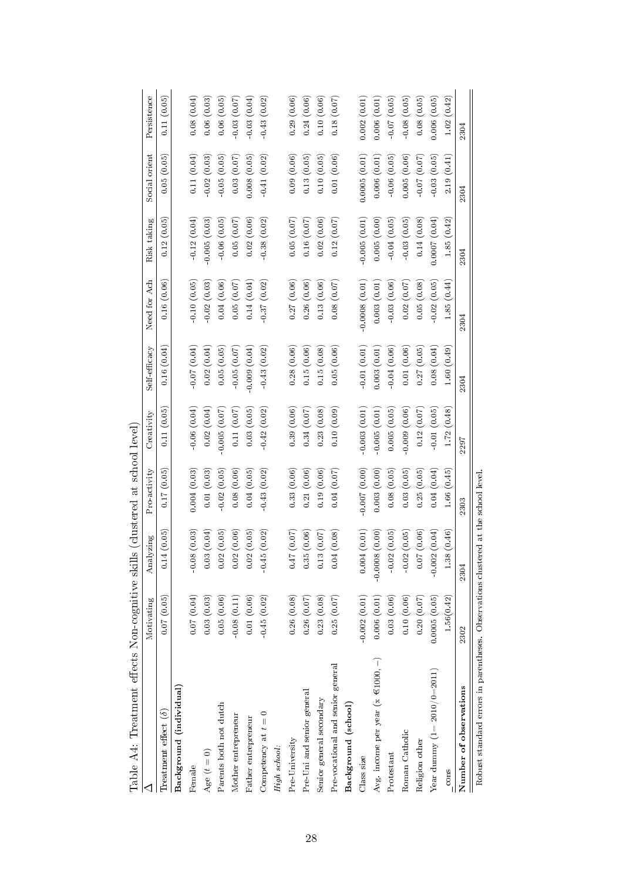Table A4: Treatment effects Non-cognitive skills (clustered at school level)

| $\Delta$ | Motivating | Analyzing | Pro-activity | Creativity | Self-efficacy | Need for Ach | Risk taking | Social orient | Persistence |
|---|---|---|---|---|---|---|---|---|---|
| Treatment effect ($\delta$) | 0.07 (0.05) | 0.14 (0.05) | 0.17 (0.05) | 0.11 (0.05) | 0.16 (0.04) | 0.16 (0.06) | 0.12 (0.05) | 0.05 (0.05) | 0.11 (0.05) |
| **Background (individual)** | | | | | | | | | |
| Female | 0.07 (0.04) | -0.08 (0.03) | 0.004 (0.03) | -0.06 (0.04) | -0.07 (0.04) | -0.10 (0.05) | -0.12 (0.04) | 0.11 (0.04) | 0.08 (0.04) |
| Age ($t = 0$) | 0.03 (0.03) | 0.03 (0.04) | 0.01 (0.03) | 0.02 (0.04) | 0.02 (0.04) | -0.02 (0.03) | -0.005 (0.03) | -0.02 (0.03) | 0.06 (0.03) |
| Parents both not dutch | 0.05 (0.06) | 0.02 (0.05) | -0.02 (0.05) | -0.005 (0.07) | 0.05 (0.05) | 0.04 (0.06) | -0.06 (0.05) | -0.05 (0.05) | 0.06 (0.05) |
| Mother entrepreneur | -0.08 (0.11) | 0.02 (0.06) | 0.08 (0.06) | 0.11 (0.07) | -0.05 (0.07) | 0.05 (0.07) | 0.05 (0.07) | 0.03 (0.07) | -0.03 (0.07) |
| Father entrepreneur | 0.01 (0.06) | 0.02 (0.05) | 0.04 (0.05) | 0.03 (0.05) | -0.009 (0.04) | 0.14 (0.04) | 0.02 (0.06) | 0.008 (0.05) | -0.03 (0.04) |
| Competency at $t = 0$ | -0.45 (0.02) | -0.45 (0.02) | -0.43 (0.02) | -0.42 (0.02) | -0.43 (0.02) | -0.37 (0.02) | -0.38 (0.02) | -0.41 (0.02) | -0.43 (0.02) |
| *High school:* | | | | | | | | | |
| Pre-University | 0.26 (0.08) | 0.47 (0.07) | 0.33 (0.06) | 0.39 (0.06) | 0.28 (0.06) | 0.27 (0.06) | 0.05 (0.07) | 0.09 (0.06) | 0.29 (0.06) |
| Pre-Uni and senior general | 0.26 (0.07) | 0.35 (0.06) | 0.21 (0.06) | 0.34 (0.07) | 0.15 (0.06) | 0.26 (0.06) | 0.16 (0.07) | 0.13 (0.05) | 0.24 (0.06) |
| Senior general secondary | 0.23 (0.08) | 0.13 (0.07) | 0.19 (0.06) | 0.23 (0.08) | 0.15 (0.08) | 0.13 (0.06) | 0.02 (0.06) | 0.10 (0.05) | 0.10 (0.06) |
| Pre-vocational and senior general | 0.25 (0.07) | 0.04 (0.08) | 0.04 (0.07) | 0.10 (0.09) | 0.05 (0.06) | 0.08 (0.07) | 0.12 (0.07) | 0.01 (0.06) | 0.18 (0.07) |
| **Background (school)** | | | | | | | | | |
| Class size | -0.002 (0.01) | 0.004 (0.01) | -0.007 (0.00) | -0.003 (0.01) | -0.01 (0.01) | -0.0008 (0.01) | -0.005 (0.01) | 0.0005 (0.01) | 0.002 (0.01) |
| Avg. income per year (x €1000, −) | 0.006 (0.01) | -0.0008 (0.00) | 0.003 (0.00) | -0.005 (0.01) | 0.003 (0.01) | 0.003 (0.01) | 0.005 (0.00) | 0.006 (0.01) | 0.006 (0.01) |
| Protestant | 0.03 (0.06) | -0.02 (0.05) | 0.08 (0.05) | 0.005 (0.05) | -0.04 (0.06) | -0.03 (0.06) | -0.04 (0.05) | -0.06 (0.05) | -0.07 (0.05) |
| Roman Catholic | 0.10 (0.06) | -0.02 (0.05) | 0.03 (0.05) | -0.009 (0.06) | 0.01 (0.06) | 0.02 (0.07) | -0.03 (0.05) | 0.005 (0.06) | -0.08 (0.05) |
| Religion other | 0.20 (0.07) | 0.07 (0.06) | 0.25 (0.05) | 0.12 (0.07) | 0.27 (0.05) | 0.05 (0.08) | 0.14 (0.08) | -0.07 (0.07) | 0.08 (0.05) |
| Year dummy (1= 2010/0=2011) | 0.0005 (0.05) | -0.002 (0.04) | 0.04 (0.04) | -0.01 (0.05) | 0.08 (0.04) | -0.02 (0.05) | 0.0007 (0.04) | -0.03 (0.05) | 0.006 (0.05) |
| cons | 1.56(0.42) | 1.38 (0.46) | 1.66 (0.45) | 1.72 (0.48) | 1.60 (0.49) | 1.85 (0.44) | 1.85 (0.42) | 2.19 (0.41) | 1.02 (0.42) |
| **Number of observations** | 2302 | 2304 | 2303 | 2297 | 2304 | 2304 | 2304 | 2304 | 2304 |

Robust standard errors in parentheses. Observations clustered at the school level.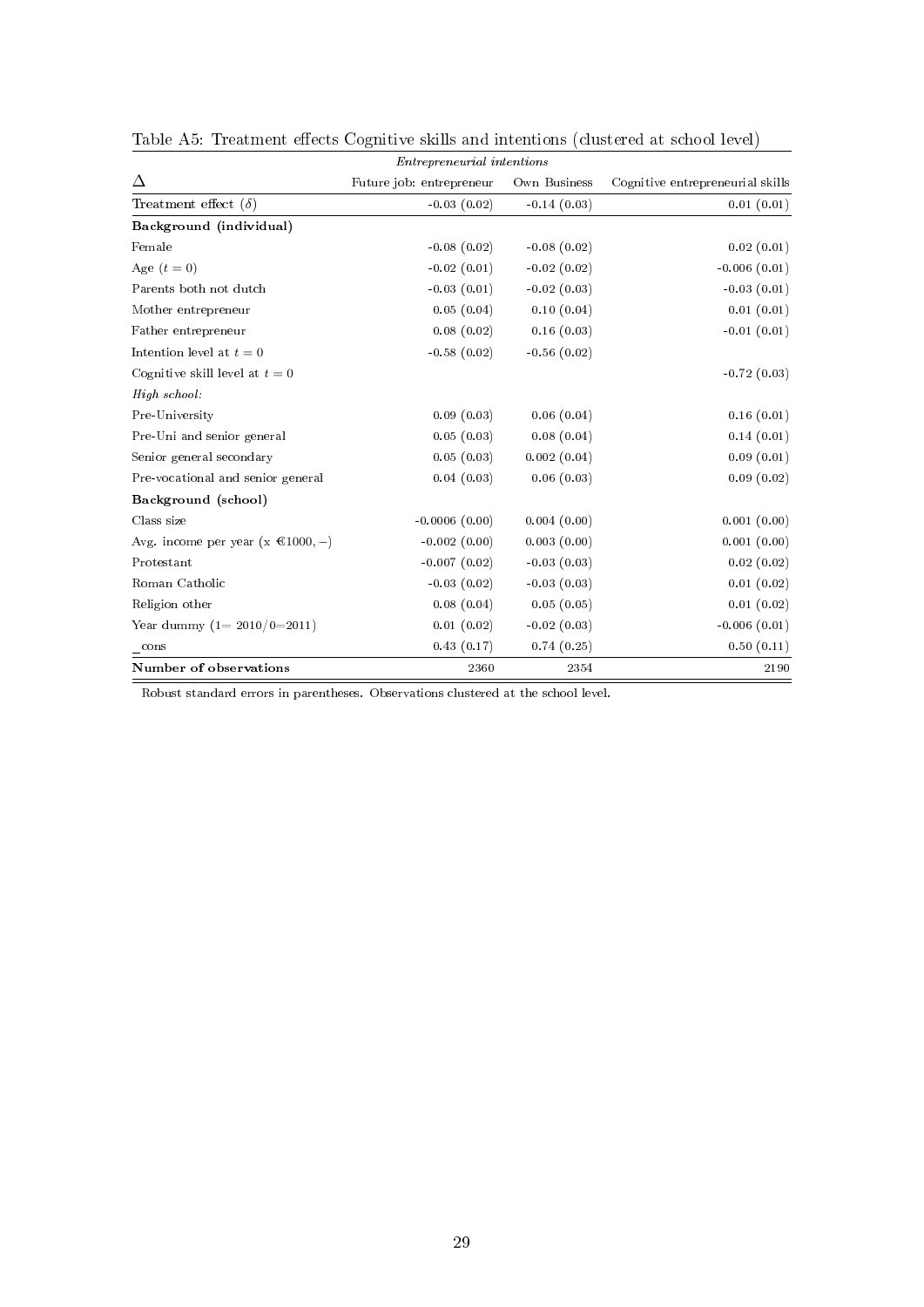Table A5: Treatment effects Cognitive skills and intentions (clustered at school level)

| | *Entrepreneurial intentions* | | |
|---|---|---|---|
| $\Delta$ | Future job: entrepreneur | Own Business | Cognitive entrepreneurial skills |
| Treatment effect ($\delta$) | -0.03 (0.02) | -0.14 (0.03) | 0.01 (0.01) |
| **Background (individual)** | | | |
| Female | -0.08 (0.02) | -0.08 (0.02) | 0.02 (0.01) |
| Age ($t = 0$) | -0.02 (0.01) | -0.02 (0.02) | -0.006 (0.01) |
| Parents both not dutch | -0.03 (0.01) | -0.02 (0.03) | -0.03 (0.01) |
| Mother entrepreneur | 0.05 (0.04) | 0.10 (0.04) | 0.01 (0.01) |
| Father entrepreneur | 0.08 (0.02) | 0.16 (0.03) | -0.01 (0.01) |
| Intention level at $t = 0$ | -0.58 (0.02) | -0.56 (0.02) | |
| Cognitive skill level at $t = 0$ | | | -0.72 (0.03) |
| *High school:* | | | |
| Pre-University | 0.09 (0.03) | 0.06 (0.04) | 0.16 (0.01) |
| Pre-Uni and senior general | 0.05 (0.03) | 0.08 (0.04) | 0.14 (0.01) |
| Senior general secondary | 0.05 (0.03) | 0.002 (0.04) | 0.09 (0.01) |
| Pre-vocational and senior general | 0.04 (0.03) | 0.06 (0.03) | 0.09 (0.02) |
| **Background (school)** | | | |
| Class size | -0.0006 (0.00) | 0.004 (0.00) | 0.001 (0.00) |
| Avg. income per year (x €1000, –) | -0.002 (0.00) | 0.003 (0.00) | 0.001 (0.00) |
| Protestant | -0.007 (0.02) | -0.03 (0.03) | 0.02 (0.02) |
| Roman Catholic | -0.03 (0.02) | -0.03 (0.03) | 0.01 (0.02) |
| Religion other | 0.08 (0.04) | 0.05 (0.05) | 0.01 (0.02) |
| Year dummy (1= 2010/0=2011) | 0.01 (0.02) | -0.02 (0.03) | -0.006 (0.01) |
| _cons | 0.43 (0.17) | 0.74 (0.25) | 0.50 (0.11) |
| **Number of observations** | 2360 | 2354 | 2190 |

Robust standard errors in parentheses. Observations clustered at the school level.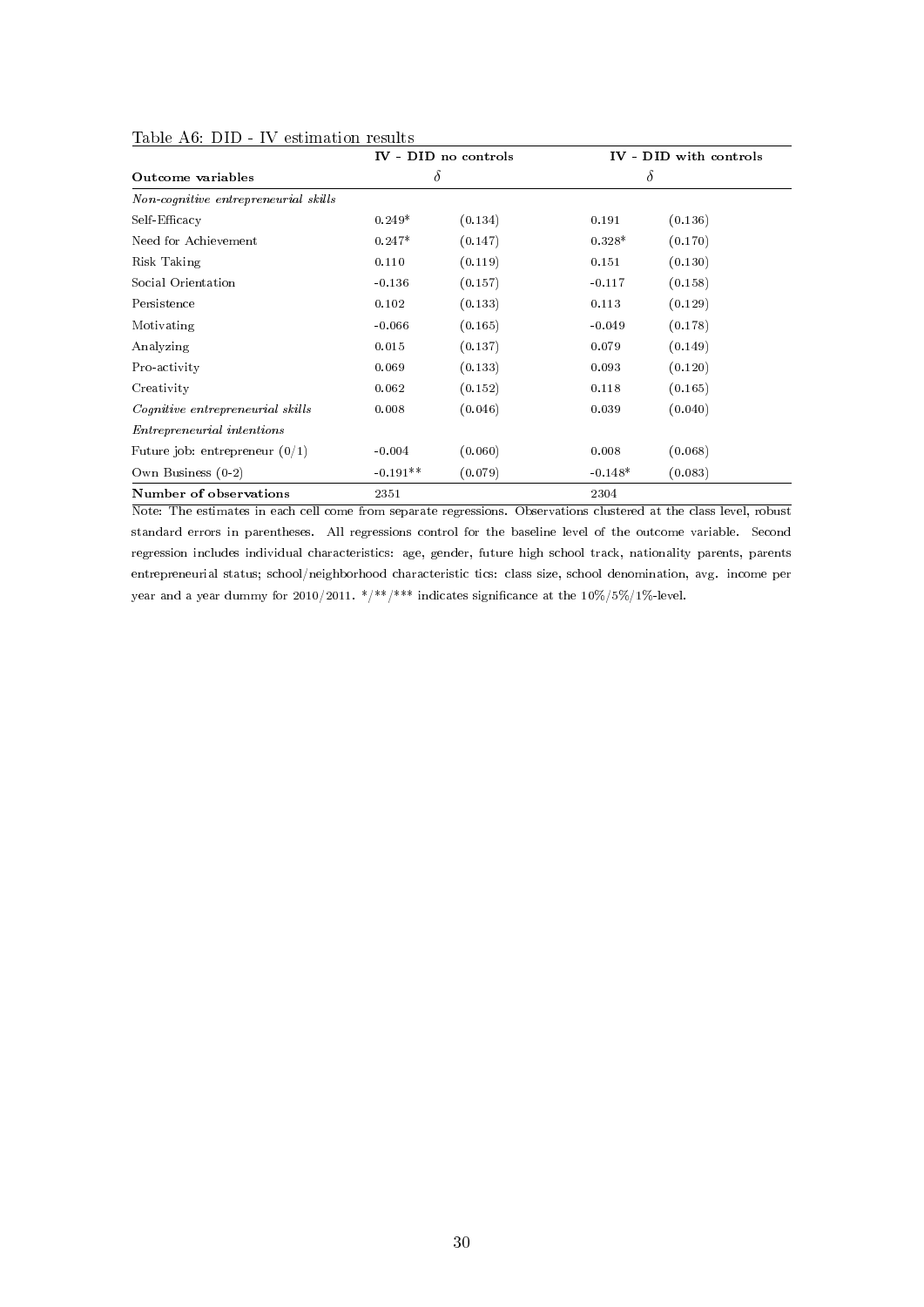Table A6: DID - IV estimation results

| | IV - DID no controls | | IV - DID with controls | |
|---|---|---|---|---|
| **Outcome variables** | $\delta$ | | $\delta$ | |
| *Non-cognitive entrepreneurial skills* | | | | |
| Self-Efficacy | 0.249* | (0.134) | 0.191 | (0.136) |
| Need for Achievement | 0.247* | (0.147) | 0.328* | (0.170) |
| Risk Taking | 0.110 | (0.119) | 0.151 | (0.130) |
| Social Orientation | -0.136 | (0.157) | -0.117 | (0.158) |
| Persistence | 0.102 | (0.133) | 0.113 | (0.129) |
| Motivating | -0.066 | (0.165) | -0.049 | (0.178) |
| Analyzing | 0.015 | (0.137) | 0.079 | (0.149) |
| Pro-activity | 0.069 | (0.133) | 0.093 | (0.120) |
| Creativity | 0.062 | (0.152) | 0.118 | (0.165) |
| *Cognitive entrepreneurial skills* | 0.008 | (0.046) | 0.039 | (0.040) |
| *Entrepreneurial intentions* | | | | |
| Future job: entrepreneur (0/1) | -0.004 | (0.060) | 0.008 | (0.068) |
| Own Business (0-2) | -0.191** | (0.079) | -0.148* | (0.083) |
| **Number of observations** | 2351 | | 2304 | |

Note: The estimates in each cell come from separate regressions. Observations clustered at the class level, robust standard errors in parentheses. All regressions control for the baseline level of the outcome variable. Second regression includes individual characteristics: age, gender, future high school track, nationality parents, parents entrepreneurial status; school/neighborhood characteristic tics: class size, school denomination, avg. income per year and a year dummy for 2010/2011. */**/*** indicates significance at the 10%/5%/1%-level.